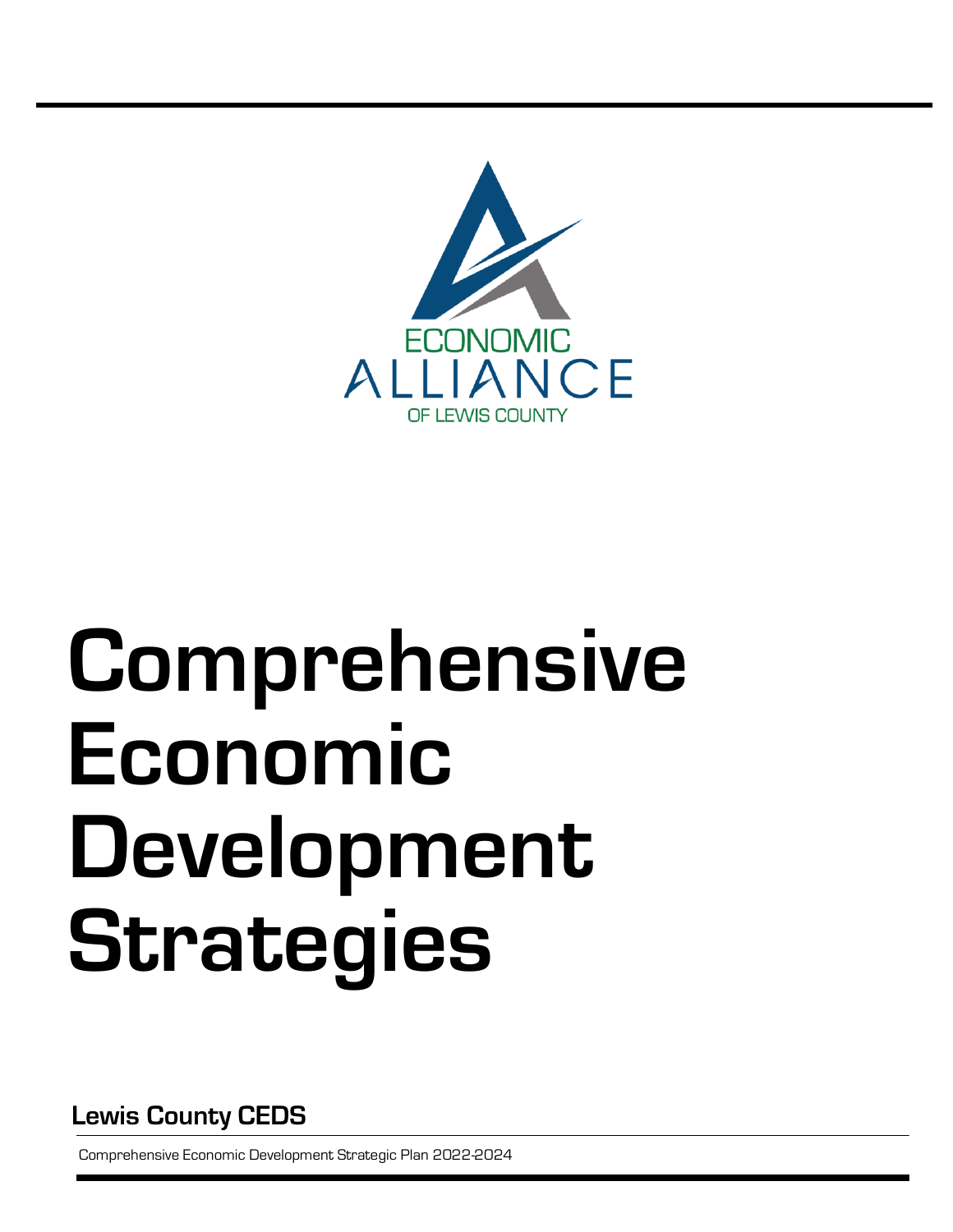ECONOMIC ALLIANCE OF LEWIS COUNTY

# Comprehensive Economic Development Strategies

**Lewis County CEDS**

Comprehensive Economic Development Strategic Plan 2022-2024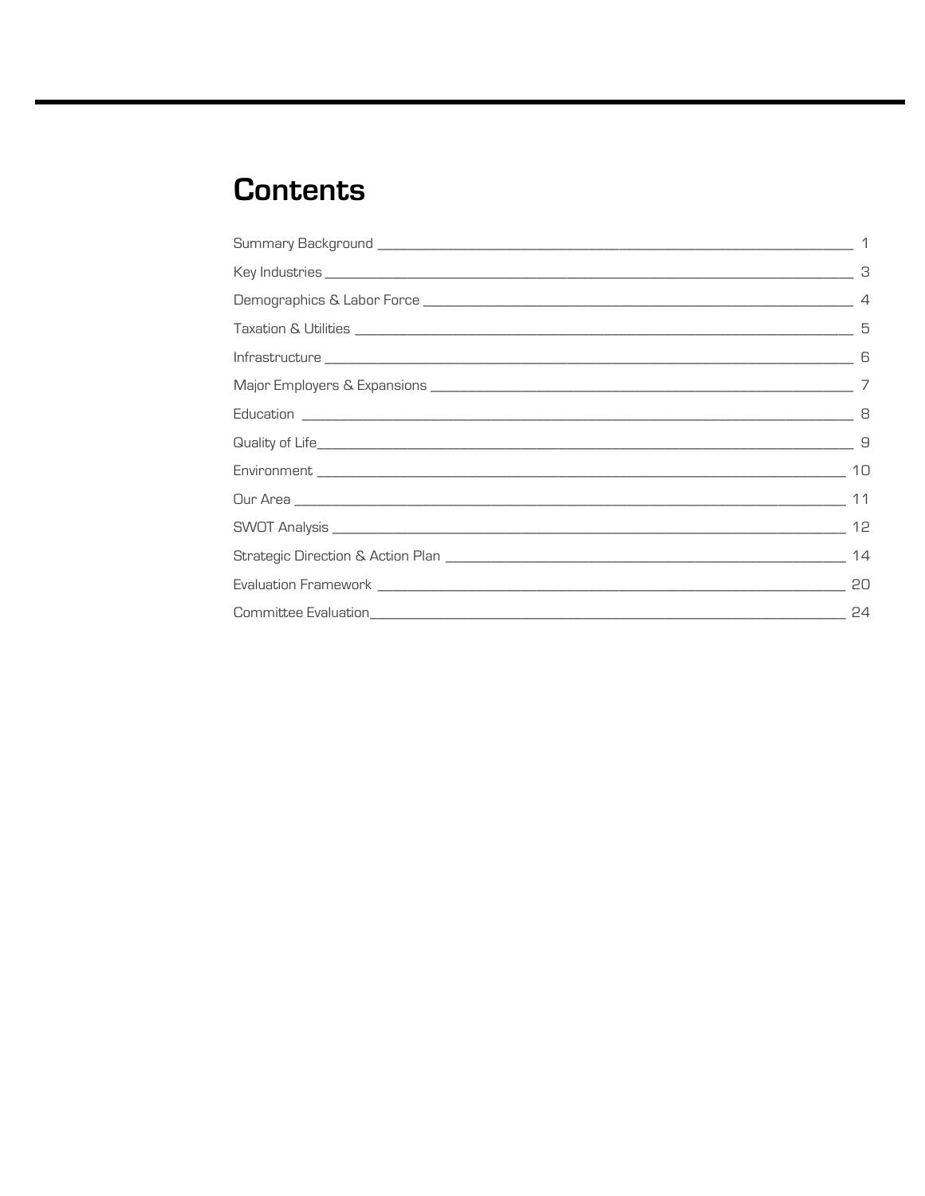# Contents

| Section | Page |
| --- | --- |
| Summary Background | 1 |
| Key Industries | 3 |
| Demographics & Labor Force | 4 |
| Taxation & Utilities | 5 |
| Infrastructure | 6 |
| Major Employers & Expansions | 7 |
| Education | 8 |
| Quality of Life | 9 |
| Environment | 10 |
| Our Area | 11 |
| SWOT Analysis | 12 |
| Strategic Direction & Action Plan | 14 |
| Evaluation Framework | 20 |
| Committee Evaluation | 24 |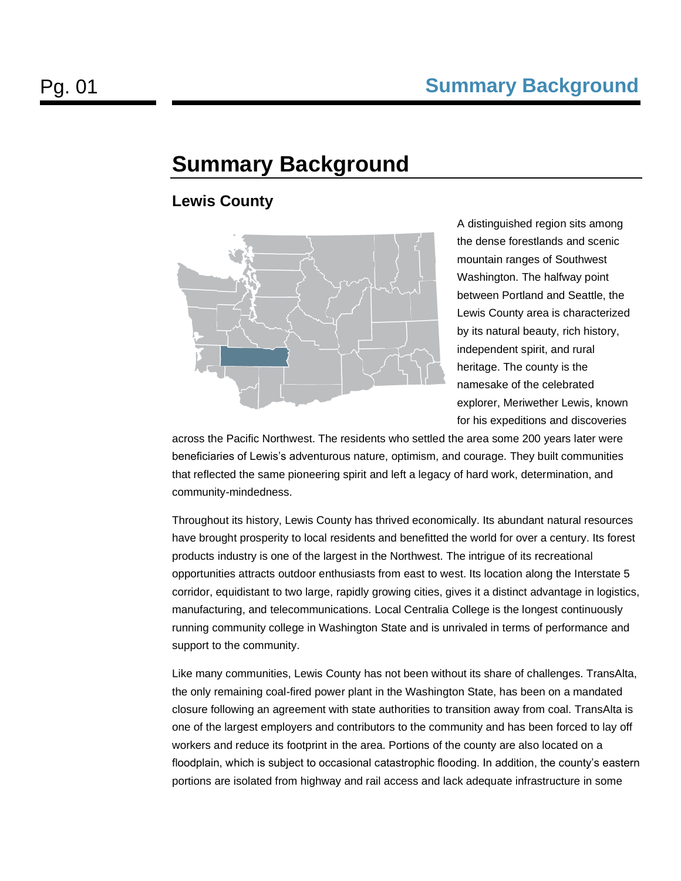# Summary Background

## Lewis County

A distinguished region sits among the dense forestlands and scenic mountain ranges of Southwest Washington. The halfway point between Portland and Seattle, the Lewis County area is characterized by its natural beauty, rich history, independent spirit, and rural heritage. The county is the namesake of the celebrated explorer, Meriwether Lewis, known for his expeditions and discoveries across the Pacific Northwest. The residents who settled the area some 200 years later were beneficiaries of Lewis's adventurous nature, optimism, and courage. They built communities that reflected the same pioneering spirit and left a legacy of hard work, determination, and community-mindedness.

Throughout its history, Lewis County has thrived economically. Its abundant natural resources have brought prosperity to local residents and benefitted the world for over a century. Its forest products industry is one of the largest in the Northwest. The intrigue of its recreational opportunities attracts outdoor enthusiasts from east to west. Its location along the Interstate 5 corridor, equidistant to two large, rapidly growing cities, gives it a distinct advantage in logistics, manufacturing, and telecommunications. Local Centralia College is the longest continuously running community college in Washington State and is unrivaled in terms of performance and support to the community.

Like many communities, Lewis County has not been without its share of challenges. TransAlta, the only remaining coal-fired power plant in the Washington State, has been on a mandated closure following an agreement with state authorities to transition away from coal. TransAlta is one of the largest employers and contributors to the community and has been forced to lay off workers and reduce its footprint in the area. Portions of the county are also located on a floodplain, which is subject to occasional catastrophic flooding. In addition, the county's eastern portions are isolated from highway and rail access and lack adequate infrastructure in some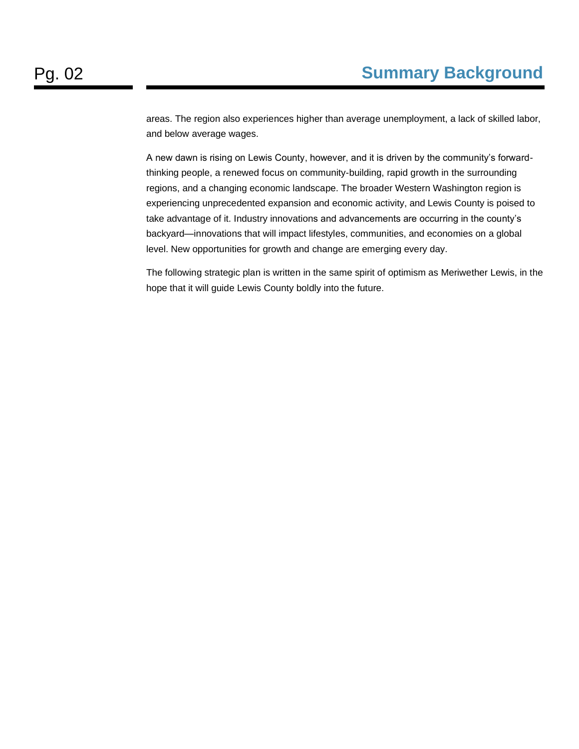areas. The region also experiences higher than average unemployment, a lack of skilled labor, and below average wages.

A new dawn is rising on Lewis County, however, and it is driven by the community's forward-thinking people, a renewed focus on community-building, rapid growth in the surrounding regions, and a changing economic landscape. The broader Western Washington region is experiencing unprecedented expansion and economic activity, and Lewis County is poised to take advantage of it. Industry innovations and advancements are occurring in the county's backyard—innovations that will impact lifestyles, communities, and economies on a global level. New opportunities for growth and change are emerging every day.

The following strategic plan is written in the same spirit of optimism as Meriwether Lewis, in the hope that it will guide Lewis County boldly into the future.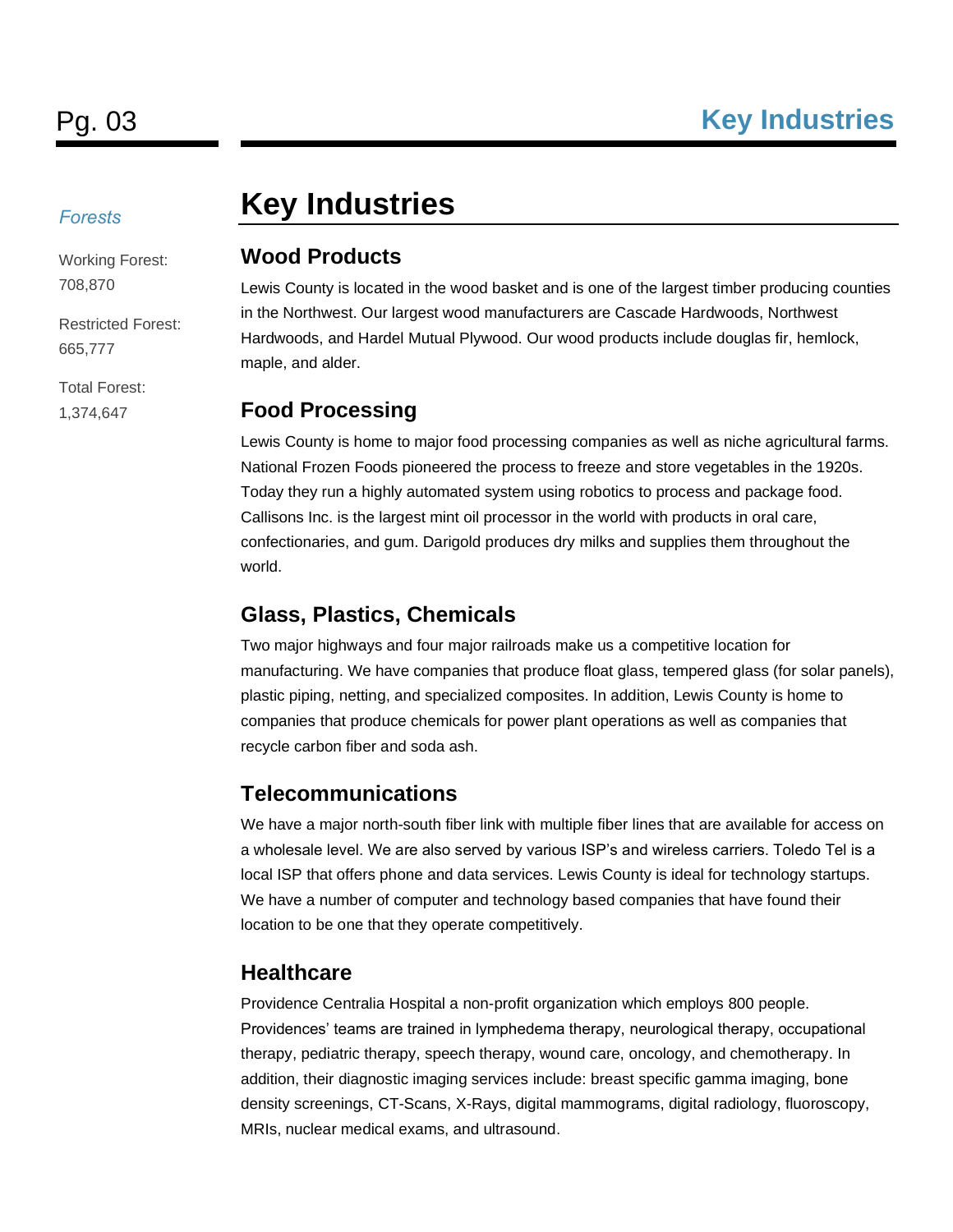# Key Industries

*Forests*

Working Forest: 708,870

Restricted Forest: 665,777

Total Forest: 1,374,647

## Wood Products

Lewis County is located in the wood basket and is one of the largest timber producing counties in the Northwest. Our largest wood manufacturers are Cascade Hardwoods, Northwest Hardwoods, and Hardel Mutual Plywood. Our wood products include douglas fir, hemlock, maple, and alder.

## Food Processing

Lewis County is home to major food processing companies as well as niche agricultural farms. National Frozen Foods pioneered the process to freeze and store vegetables in the 1920s. Today they run a highly automated system using robotics to process and package food. Callisons Inc. is the largest mint oil processor in the world with products in oral care, confectionaries, and gum. Darigold produces dry milks and supplies them throughout the world.

## Glass, Plastics, Chemicals

Two major highways and four major railroads make us a competitive location for manufacturing. We have companies that produce float glass, tempered glass (for solar panels), plastic piping, netting, and specialized composites. In addition, Lewis County is home to companies that produce chemicals for power plant operations as well as companies that recycle carbon fiber and soda ash.

## Telecommunications

We have a major north-south fiber link with multiple fiber lines that are available for access on a wholesale level. We are also served by various ISP's and wireless carriers. Toledo Tel is a local ISP that offers phone and data services. Lewis County is ideal for technology startups. We have a number of computer and technology based companies that have found their location to be one that they operate competitively.

## Healthcare

Providence Centralia Hospital a non-profit organization which employs 800 people. Providences' teams are trained in lymphedema therapy, neurological therapy, occupational therapy, pediatric therapy, speech therapy, wound care, oncology, and chemotherapy. In addition, their diagnostic imaging services include: breast specific gamma imaging, bone density screenings, CT-Scans, X-Rays, digital mammograms, digital radiology, fluoroscopy, MRIs, nuclear medical exams, and ultrasound.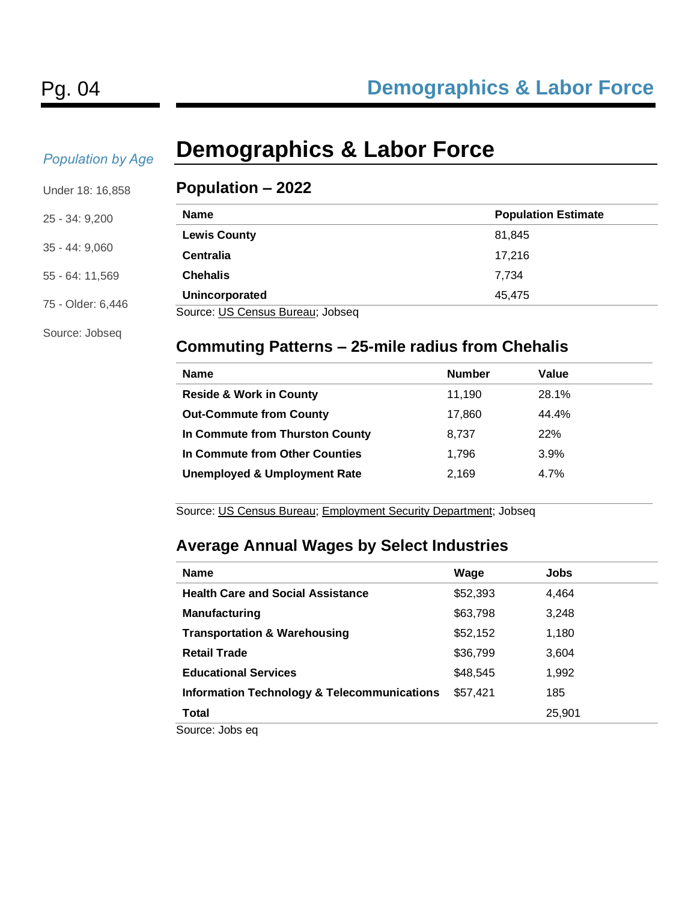*Population by Age*

Under 18: 16,858

25 - 34: 9,200

35 - 44: 9,060

55 - 64: 11,569

75 - Older: 6,446

Source: Jobseq

# Demographics & Labor Force

## Population – 2022

| Name | Population Estimate |
|---|---|
| **Lewis County** | 81,845 |
| **Centralia** | 17,216 |
| **Chehalis** | 7,734 |
| **Unincorporated** | 45,475 |

Source: US Census Bureau; Jobseq

## Commuting Patterns – 25-mile radius from Chehalis

| Name | Number | Value |
|---|---|---|
| **Reside & Work in County** | 11,190 | 28.1% |
| **Out-Commute from County** | 17,860 | 44.4% |
| **In Commute from Thurston County** | 8,737 | 22% |
| **In Commute from Other Counties** | 1,796 | 3.9% |
| **Unemployed & Umployment Rate** | 2,169 | 4.7% |

Source: US Census Bureau; Employment Security Department; Jobseq

## Average Annual Wages by Select Industries

| Name | Wage | Jobs |
|---|---|---|
| **Health Care and Social Assistance** | $52,393 | 4,464 |
| **Manufacturing** | $63,798 | 3,248 |
| **Transportation & Warehousing** | $52,152 | 1,180 |
| **Retail Trade** | $36,799 | 3,604 |
| **Educational Services** | $48,545 | 1,992 |
| **Information Technology & Telecommunications** | $57,421 | 185 |
| **Total** | | 25,901 |

Source: Jobs eq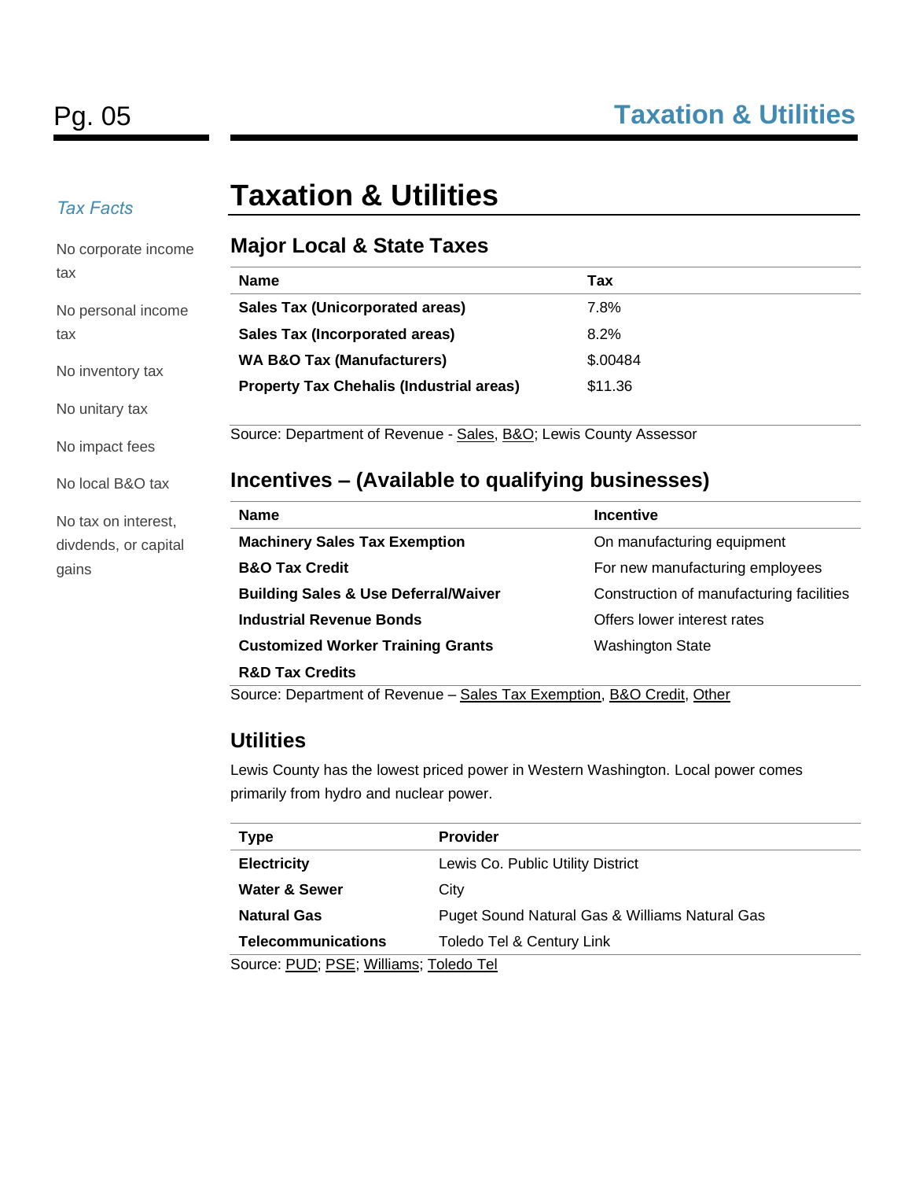# Taxation & Utilities

*Tax Facts*

No corporate income tax

No personal income tax

No inventory tax

No unitary tax

No impact fees

No local B&O tax

No tax on interest, divdends, or capital gains

## Major Local & State Taxes

| Name | Tax |
|---|---|
| **Sales Tax (Unicorporated areas)** | 7.8% |
| **Sales Tax (Incorporated areas)** | 8.2% |
| **WA B&O Tax (Manufacturers)** | $.00484 |
| **Property Tax Chehalis (Industrial areas)** | $11.36 |

Source: Department of Revenue - Sales, B&O; Lewis County Assessor

## Incentives – (Available to qualifying businesses)

| Name | Incentive |
|---|---|
| **Machinery Sales Tax Exemption** | On manufacturing equipment |
| **B&O Tax Credit** | For new manufacturing employees |
| **Building Sales & Use Deferral/Waiver** | Construction of manufacturing facilities |
| **Industrial Revenue Bonds** | Offers lower interest rates |
| **Customized Worker Training Grants** | Washington State |
| **R&D Tax Credits** | |

Source: Department of Revenue – Sales Tax Exemption, B&O Credit, Other

## Utilities

Lewis County has the lowest priced power in Western Washington. Local power comes primarily from hydro and nuclear power.

| Type | Provider |
|---|---|
| **Electricity** | Lewis Co. Public Utility District |
| **Water & Sewer** | City |
| **Natural Gas** | Puget Sound Natural Gas & Williams Natural Gas |
| **Telecommunications** | Toledo Tel & Century Link |

Source: PUD; PSE; Williams; Toledo Tel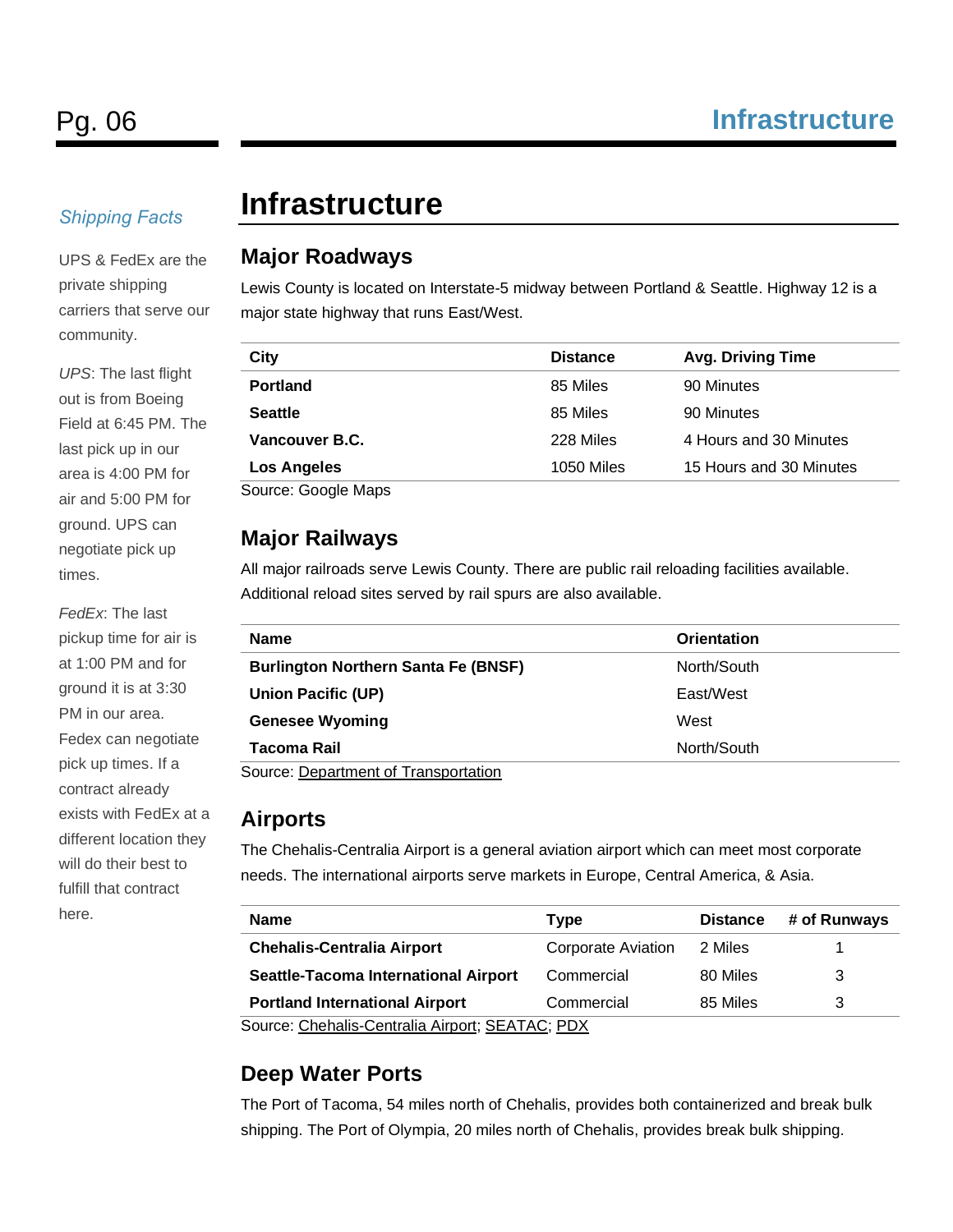# Infrastructure

## Major Roadways

Lewis County is located on Interstate-5 midway between Portland & Seattle. Highway 12 is a major state highway that runs East/West.

| City | Distance | Avg. Driving Time |
|---|---|---|
| **Portland** | 85 Miles | 90 Minutes |
| **Seattle** | 85 Miles | 90 Minutes |
| **Vancouver B.C.** | 228 Miles | 4 Hours and 30 Minutes |
| **Los Angeles** | 1050 Miles | 15 Hours and 30 Minutes |

Source: Google Maps

## Major Railways

All major railroads serve Lewis County. There are public rail reloading facilities available. Additional reload sites served by rail spurs are also available.

| Name | Orientation |
|---|---|
| **Burlington Northern Santa Fe (BNSF)** | North/South |
| **Union Pacific (UP)** | East/West |
| **Genesee Wyoming** | West |
| **Tacoma Rail** | North/South |

Source: Department of Transportation

## Airports

The Chehalis-Centralia Airport is a general aviation airport which can meet most corporate needs. The international airports serve markets in Europe, Central America, & Asia.

| Name | Type | Distance | # of Runways |
|---|---|---|---|
| **Chehalis-Centralia Airport** | Corporate Aviation | 2 Miles | 1 |
| **Seattle-Tacoma International Airport** | Commercial | 80 Miles | 3 |
| **Portland International Airport** | Commercial | 85 Miles | 3 |

Source: Chehalis-Centralia Airport; SEATAC; PDX

## Deep Water Ports

The Port of Tacoma, 54 miles north of Chehalis, provides both containerized and break bulk shipping. The Port of Olympia, 20 miles north of Chehalis, provides break bulk shipping.

*Shipping Facts*

UPS & FedEx are the private shipping carriers that serve our community.

*UPS*: The last flight out is from Boeing Field at 6:45 PM. The last pick up in our area is 4:00 PM for air and 5:00 PM for ground. UPS can negotiate pick up times.

*FedEx*: The last pickup time for air is at 1:00 PM and for ground it is at 3:30 PM in our area. Fedex can negotiate pick up times. If a contract already exists with FedEx at a different location they will do their best to fulfill that contract here.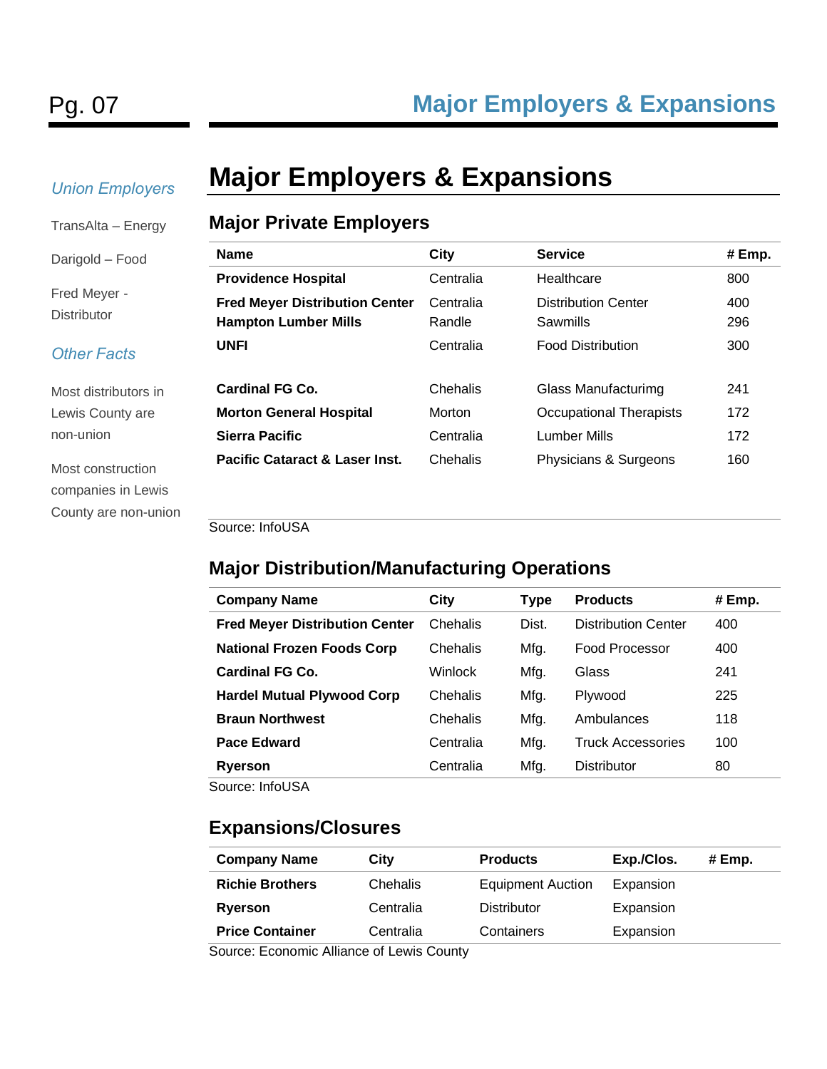# Major Employers & Expansions

*Union Employers*

TransAlta – Energy

Darigold – Food

Fred Meyer - Distributor

*Other Facts*

Most distributors in Lewis County are non-union

Most construction companies in Lewis County are non-union

## Major Private Employers

| Name | City | Service | # Emp. |
|---|---|---|---|
| **Providence Hospital** | Centralia | Healthcare | 800 |
| **Fred Meyer Distribution Center** | Centralia | Distribution Center | 400 |
| **Hampton Lumber Mills** | Randle | Sawmills | 296 |
| **UNFI** | Centralia | Food Distribution | 300 |
| **Cardinal FG Co.** | Chehalis | Glass Manufacturimg | 241 |
| **Morton General Hospital** | Morton | Occupational Therapists | 172 |
| **Sierra Pacific** | Centralia | Lumber Mills | 172 |
| **Pacific Cataract & Laser Inst.** | Chehalis | Physicians & Surgeons | 160 |

Source: InfoUSA

## Major Distribution/Manufacturing Operations

| Company Name | City | Type | Products | # Emp. |
|---|---|---|---|---|
| **Fred Meyer Distribution Center** | Chehalis | Dist. | Distribution Center | 400 |
| **National Frozen Foods Corp** | Chehalis | Mfg. | Food Processor | 400 |
| **Cardinal FG Co.** | Winlock | Mfg. | Glass | 241 |
| **Hardel Mutual Plywood Corp** | Chehalis | Mfg. | Plywood | 225 |
| **Braun Northwest** | Chehalis | Mfg. | Ambulances | 118 |
| **Pace Edward** | Centralia | Mfg. | Truck Accessories | 100 |
| **Ryerson** | Centralia | Mfg. | Distributor | 80 |

Source: InfoUSA

## Expansions/Closures

| Company Name | City | Products | Exp./Clos. | # Emp. |
|---|---|---|---|---|
| **Richie Brothers** | Chehalis | Equipment Auction | Expansion | |
| **Ryerson** | Centralia | Distributor | Expansion | |
| **Price Container** | Centralia | Containers | Expansion | |

Source: Economic Alliance of Lewis County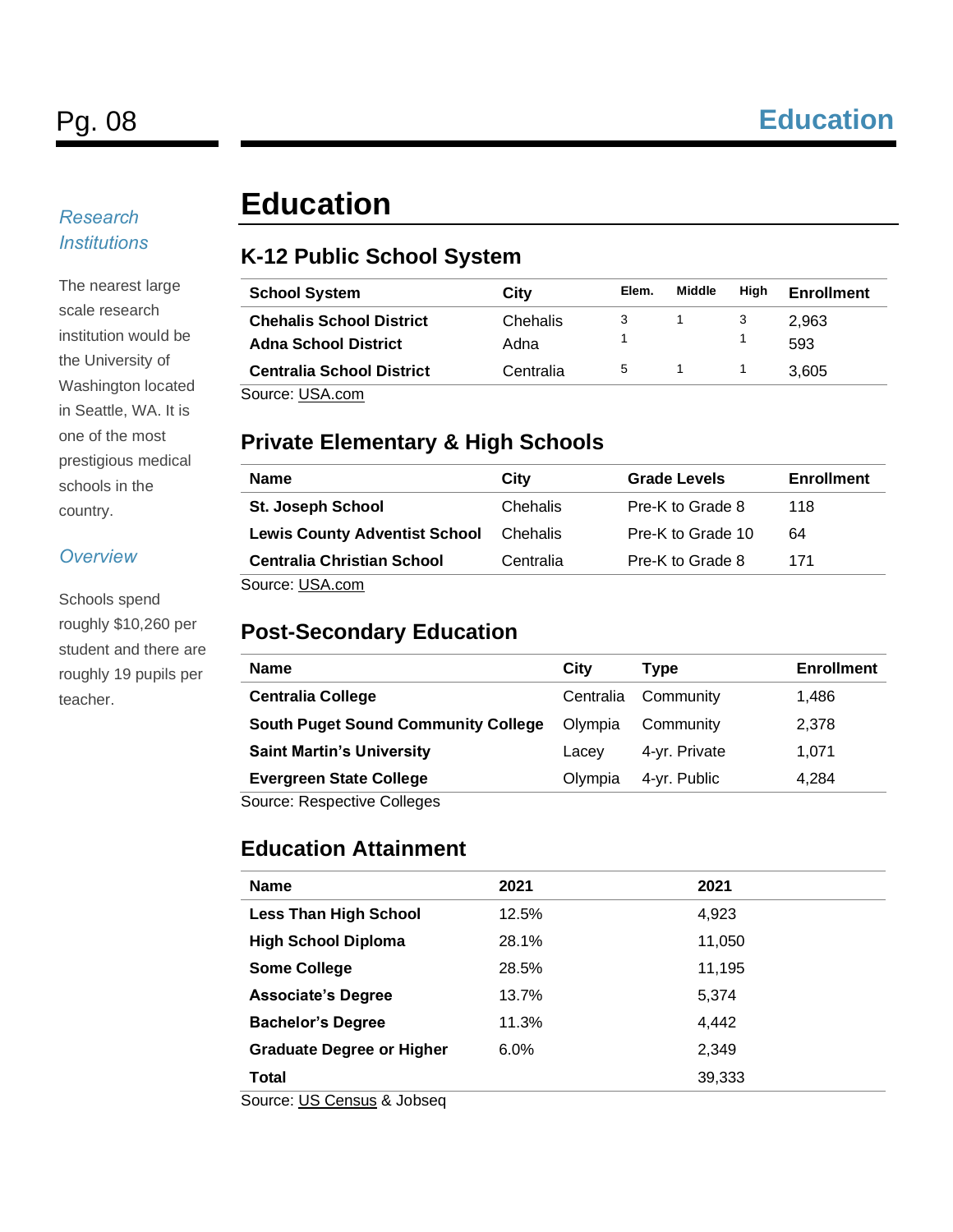## Research Institutions

The nearest large scale research institution would be the University of Washington located in Seattle, WA. It is one of the most prestigious medical schools in the country.

## Overview

Schools spend roughly $10,260 per student and there are roughly 19 pupils per teacher.

# Education

## K-12 Public School System

| School System | City | Elem. | Middle | High | Enrollment |
|---|---|---|---|---|---|
| **Chehalis School District** | Chehalis | 3 | 1 | 3 | 2,963 |
| **Adna School District** | Adna | 1 | | 1 | 593 |
| **Centralia School District** | Centralia | 5 | 1 | 1 | 3,605 |

Source: USA.com

## Private Elementary & High Schools

| Name | City | Grade Levels | Enrollment |
|---|---|---|---|
| **St. Joseph School** | Chehalis | Pre-K to Grade 8 | 118 |
| **Lewis County Adventist School** | Chehalis | Pre-K to Grade 10 | 64 |
| **Centralia Christian School** | Centralia | Pre-K to Grade 8 | 171 |

Source: USA.com

## Post-Secondary Education

| Name | City | Type | Enrollment |
|---|---|---|---|
| **Centralia College** | Centralia | Community | 1,486 |
| **South Puget Sound Community College** | Olympia | Community | 2,378 |
| **Saint Martin's University** | Lacey | 4-yr. Private | 1,071 |
| **Evergreen State College** | Olympia | 4-yr. Public | 4,284 |

Source: Respective Colleges

## Education Attainment

| Name | 2021 | 2021 |
|---|---|---|
| **Less Than High School** | 12.5% | 4,923 |
| **High School Diploma** | 28.1% | 11,050 |
| **Some College** | 28.5% | 11,195 |
| **Associate's Degree** | 13.7% | 5,374 |
| **Bachelor's Degree** | 11.3% | 4,442 |
| **Graduate Degree or Higher** | 6.0% | 2,349 |
| **Total** | | 39,333 |

Source: US Census & Jobseq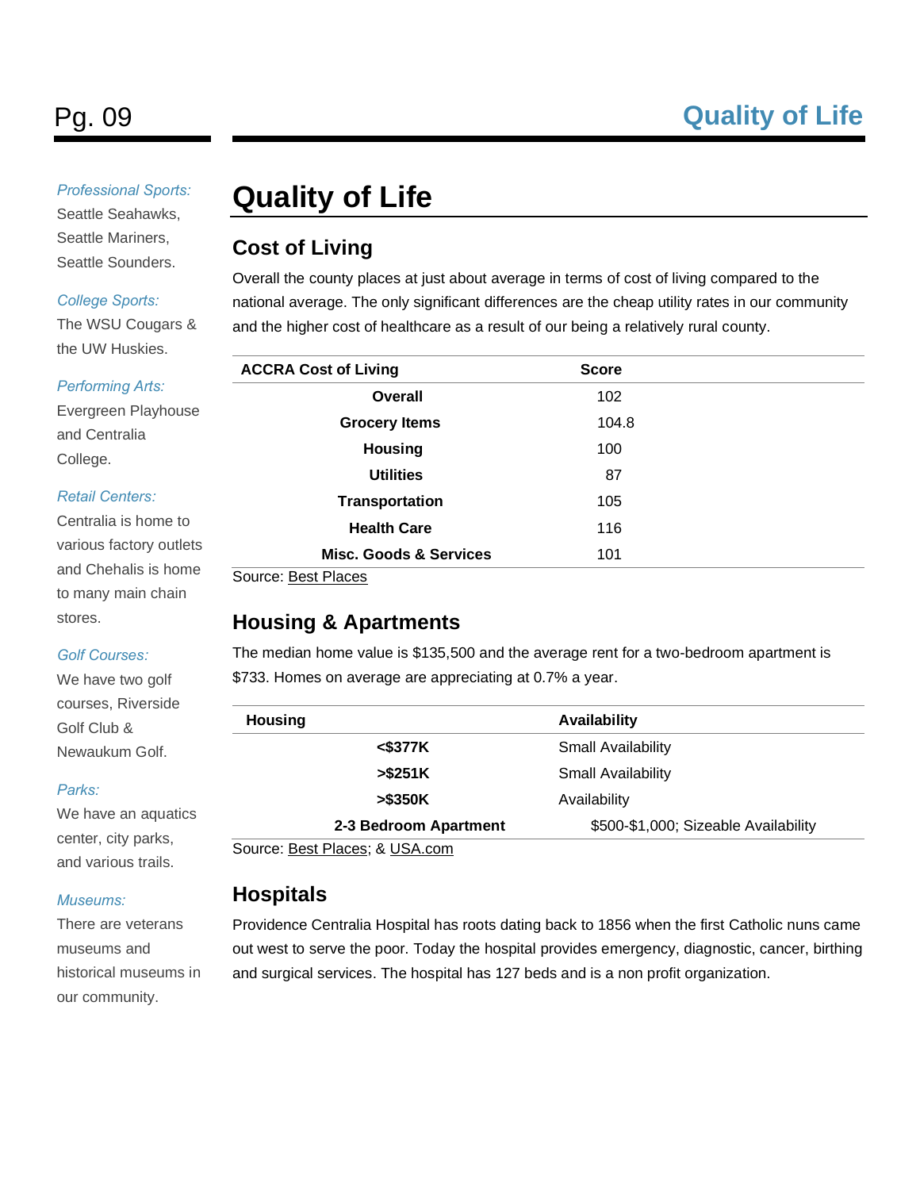*Professional Sports:*
Seattle Seahawks, Seattle Mariners, Seattle Sounders.

*College Sports:*
The WSU Cougars & the UW Huskies.

*Performing Arts:*
Evergreen Playhouse and Centralia College.

*Retail Centers:*
Centralia is home to various factory outlets and Chehalis is home to many main chain stores.

*Golf Courses:*
We have two golf courses, Riverside Golf Club & Newaukum Golf.

*Parks:*
We have an aquatics center, city parks, and various trails.

*Museums:*
There are veterans museums and historical museums in our community.

# Quality of Life

## Cost of Living

Overall the county places at just about average in terms of cost of living compared to the national average. The only significant differences are the cheap utility rates in our community and the higher cost of healthcare as a result of our being a relatively rural county.

| ACCRA Cost of Living | Score |
|---|---|
| **Overall** | 102 |
| **Grocery Items** | 104.8 |
| **Housing** | 100 |
| **Utilities** | 87 |
| **Transportation** | 105 |
| **Health Care** | 116 |
| **Misc. Goods & Services** | 101 |

Source: Best Places

## Housing & Apartments

The median home value is $135,500 and the average rent for a two-bedroom apartment is $733. Homes on average are appreciating at 0.7% a year.

| Housing | Availability |
|---|---|
| **<$377K** | Small Availability |
| **>$251K** | Small Availability |
| **>$350K** | Availability |
| **2-3 Bedroom Apartment** | $500-$1,000; Sizeable Availability |

Source: Best Places; & USA.com

## Hospitals

Providence Centralia Hospital has roots dating back to 1856 when the first Catholic nuns came out west to serve the poor. Today the hospital provides emergency, diagnostic, cancer, birthing and surgical services. The hospital has 127 beds and is a non profit organization.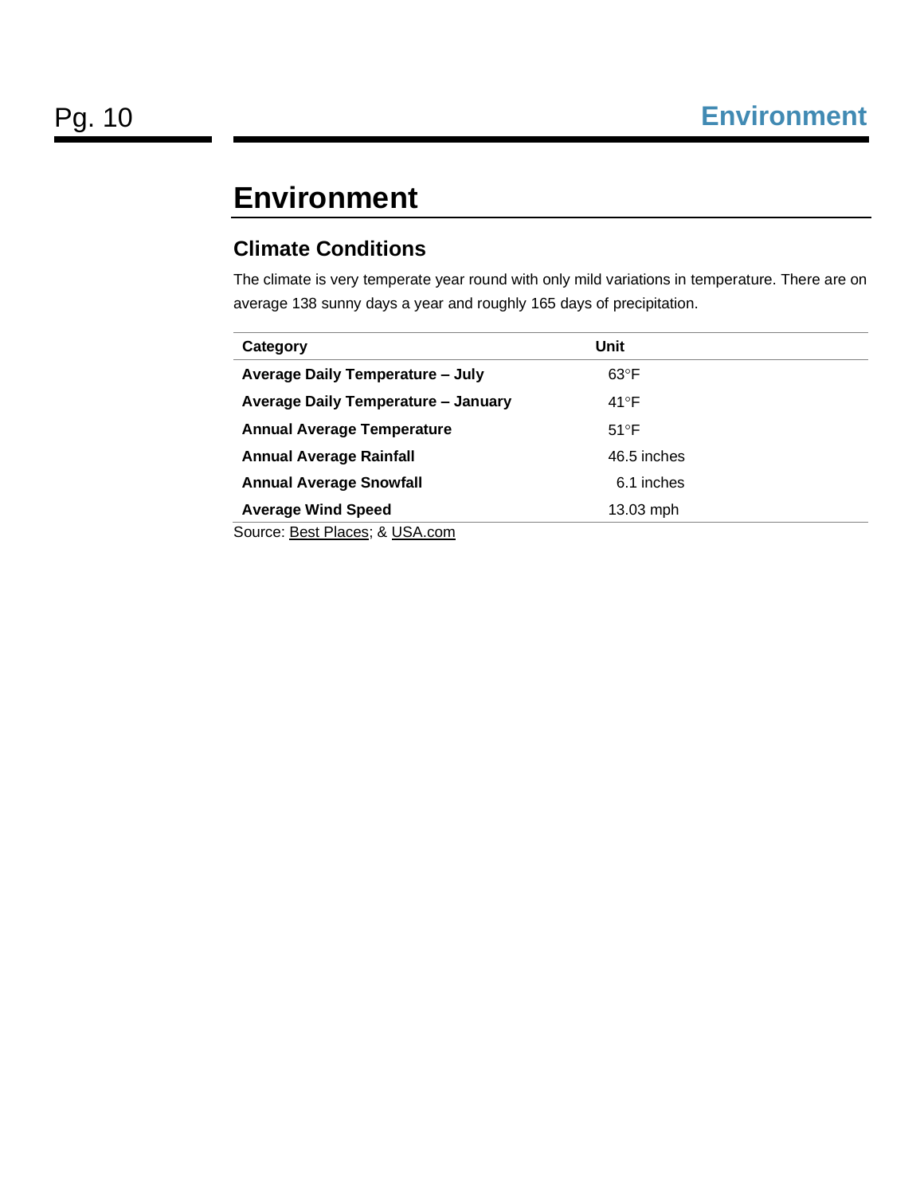# Environment

## Climate Conditions

The climate is very temperate year round with only mild variations in temperature. There are on average 138 sunny days a year and roughly 165 days of precipitation.

| Category | Unit |
| --- | --- |
| **Average Daily Temperature – July** | 63°F |
| **Average Daily Temperature – January** | 41°F |
| **Annual Average Temperature** | 51°F |
| **Annual Average Rainfall** | 46.5 inches |
| **Annual Average Snowfall** | 6.1 inches |
| **Average Wind Speed** | 13.03 mph |

Source: Best Places; & USA.com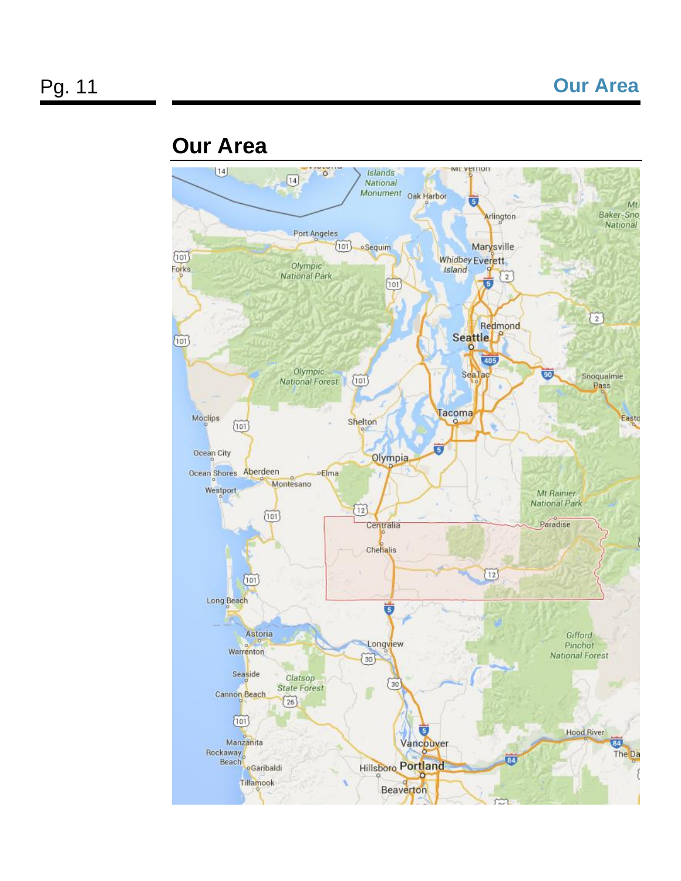# Our Area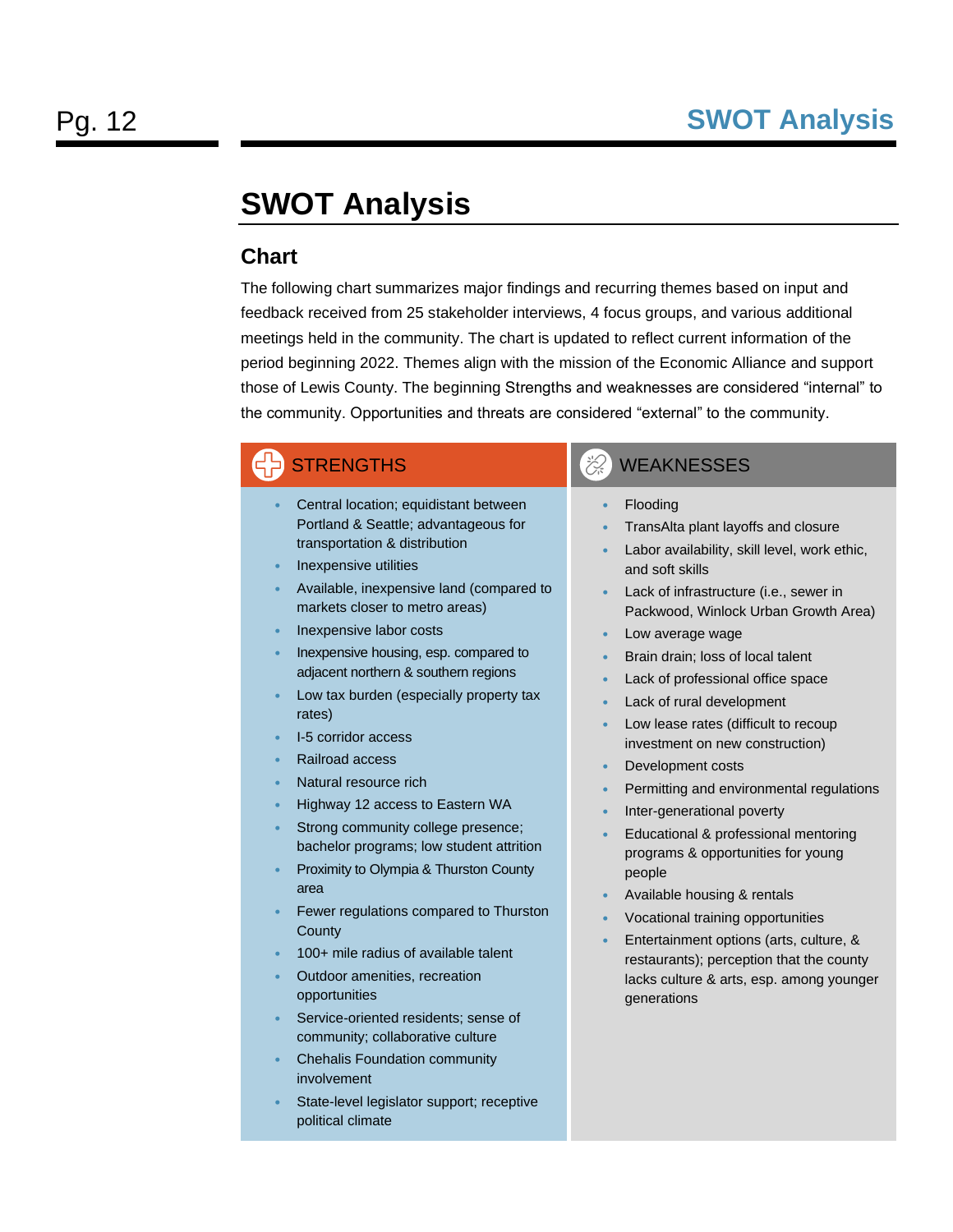# SWOT Analysis

## Chart

The following chart summarizes major findings and recurring themes based on input and feedback received from 25 stakeholder interviews, 4 focus groups, and various additional meetings held in the community. The chart is updated to reflect current information of the period beginning 2022. Themes align with the mission of the Economic Alliance and support those of Lewis County. The beginning Strengths and weaknesses are considered “internal” to the community. Opportunities and threats are considered “external” to the community.

### STRENGTHS

- Central location; equidistant between Portland & Seattle; advantageous for transportation & distribution
- Inexpensive utilities
- Available, inexpensive land (compared to markets closer to metro areas)
- Inexpensive labor costs
- Inexpensive housing, esp. compared to adjacent northern & southern regions
- Low tax burden (especially property tax rates)
- I-5 corridor access
- Railroad access
- Natural resource rich
- Highway 12 access to Eastern WA
- Strong community college presence; bachelor programs; low student attrition
- Proximity to Olympia & Thurston County area
- Fewer regulations compared to Thurston County
- 100+ mile radius of available talent
- Outdoor amenities, recreation opportunities
- Service-oriented residents; sense of community; collaborative culture
- Chehalis Foundation community involvement
- State-level legislator support; receptive political climate

### WEAKNESSES

- Flooding
- TransAlta plant layoffs and closure
- Labor availability, skill level, work ethic, and soft skills
- Lack of infrastructure (i.e., sewer in Packwood, Winlock Urban Growth Area)
- Low average wage
- Brain drain; loss of local talent
- Lack of professional office space
- Lack of rural development
- Low lease rates (difficult to recoup investment on new construction)
- Development costs
- Permitting and environmental regulations
- Inter-generational poverty
- Educational & professional mentoring programs & opportunities for young people
- Available housing & rentals
- Vocational training opportunities
- Entertainment options (arts, culture, & restaurants); perception that the county lacks culture & arts, esp. among younger generations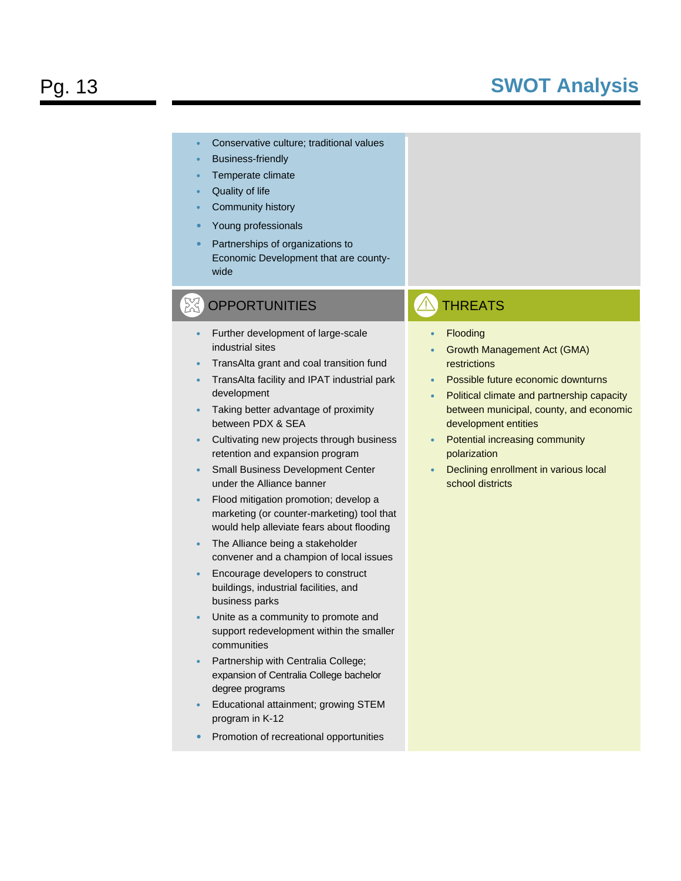## SWOT Analysis

- Conservative culture; traditional values
- Business-friendly
- Temperate climate
- Quality of life
- Community history
- Young professionals
- Partnerships of organizations to Economic Development that are county-wide

### OPPORTUNITIES

- Further development of large-scale industrial sites
- TransAlta grant and coal transition fund
- TransAlta facility and IPAT industrial park development
- Taking better advantage of proximity between PDX & SEA
- Cultivating new projects through business retention and expansion program
- Small Business Development Center under the Alliance banner
- Flood mitigation promotion; develop a marketing (or counter-marketing) tool that would help alleviate fears about flooding
- The Alliance being a stakeholder convener and a champion of local issues
- Encourage developers to construct buildings, industrial facilities, and business parks
- Unite as a community to promote and support redevelopment within the smaller communities
- Partnership with Centralia College; expansion of Centralia College bachelor degree programs
- Educational attainment; growing STEM program in K-12
- Promotion of recreational opportunities

### THREATS

- Flooding
- Growth Management Act (GMA) restrictions
- Possible future economic downturns
- Political climate and partnership capacity between municipal, county, and economic development entities
- Potential increasing community polarization
- Declining enrollment in various local school districts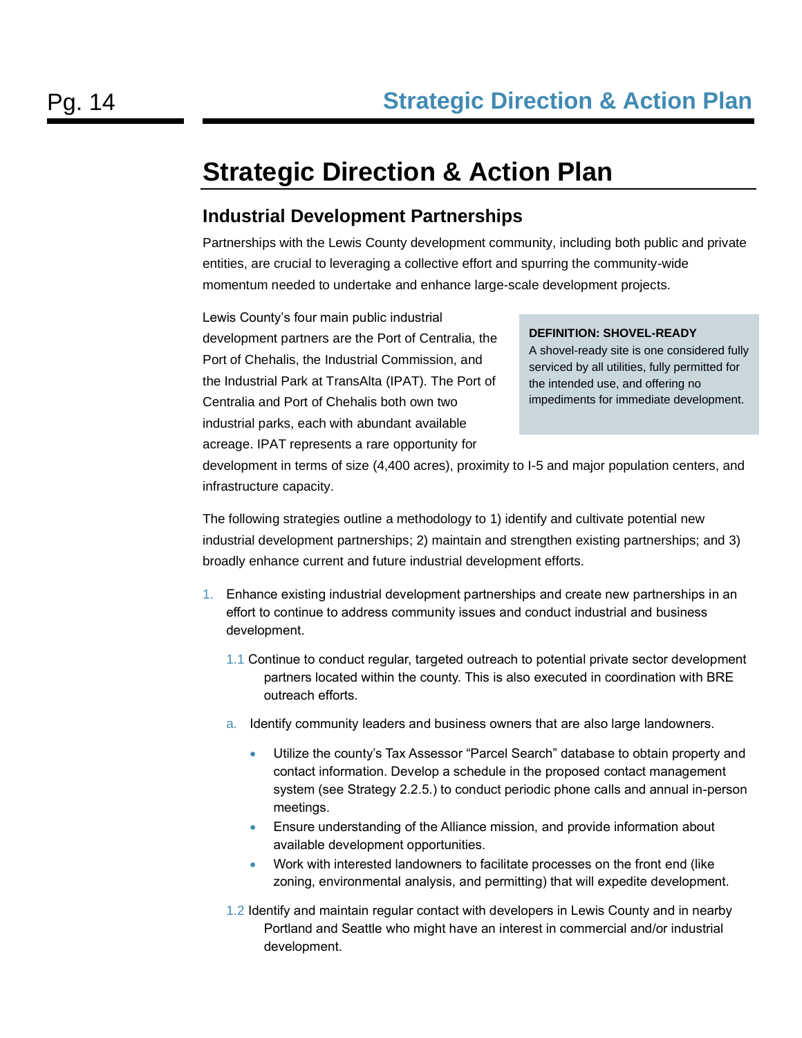# Strategic Direction & Action Plan

## Industrial Development Partnerships

Partnerships with the Lewis County development community, including both public and private entities, are crucial to leveraging a collective effort and spurring the community-wide momentum needed to undertake and enhance large-scale development projects.

Lewis County's four main public industrial development partners are the Port of Centralia, the Port of Chehalis, the Industrial Commission, and the Industrial Park at TransAlta (IPAT). The Port of Centralia and Port of Chehalis both own two industrial parks, each with abundant available acreage. IPAT represents a rare opportunity for development in terms of size (4,400 acres), proximity to I-5 and major population centers, and infrastructure capacity.

> **DEFINITION: SHOVEL-READY**
> A shovel-ready site is one considered fully serviced by all utilities, fully permitted for the intended use, and offering no impediments for immediate development.

The following strategies outline a methodology to 1) identify and cultivate potential new industrial development partnerships; 2) maintain and strengthen existing partnerships; and 3) broadly enhance current and future industrial development efforts.

1. Enhance existing industrial development partnerships and create new partnerships in an effort to continue to address community issues and conduct industrial and business development.

   1.1 Continue to conduct regular, targeted outreach to potential private sector development partners located within the county. This is also executed in coordination with BRE outreach efforts.

   a. Identify community leaders and business owners that are also large landowners.

      - Utilize the county's Tax Assessor "Parcel Search" database to obtain property and contact information. Develop a schedule in the proposed contact management system (see Strategy 2.2.5.) to conduct periodic phone calls and annual in-person meetings.
      - Ensure understanding of the Alliance mission, and provide information about available development opportunities.
      - Work with interested landowners to facilitate processes on the front end (like zoning, environmental analysis, and permitting) that will expedite development.

   1.2 Identify and maintain regular contact with developers in Lewis County and in nearby Portland and Seattle who might have an interest in commercial and/or industrial development.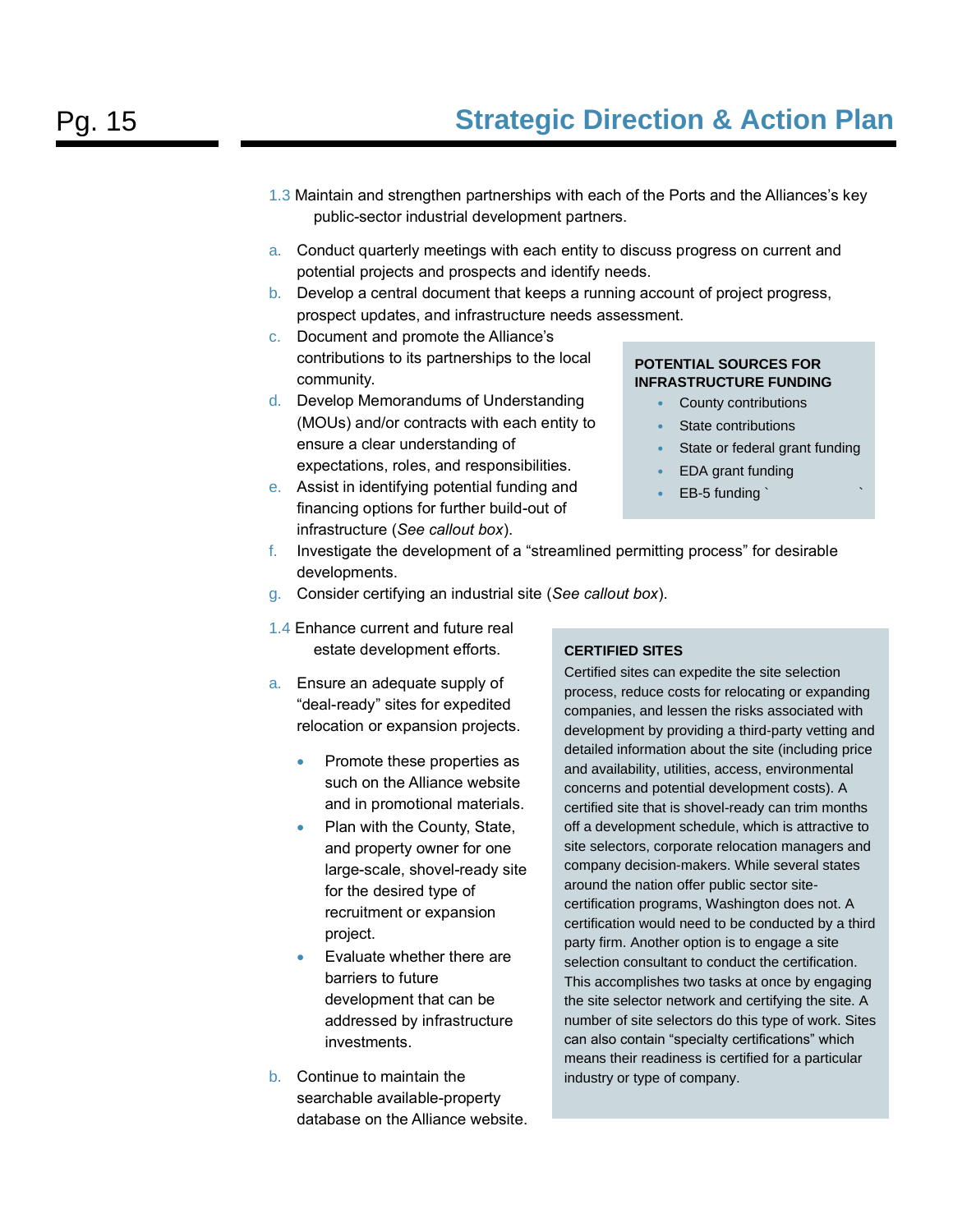1.3 Maintain and strengthen partnerships with each of the Ports and the Alliances's key public-sector industrial development partners.

a. Conduct quarterly meetings with each entity to discuss progress on current and potential projects and prospects and identify needs.
b. Develop a central document that keeps a running account of project progress, prospect updates, and infrastructure needs assessment.
c. Document and promote the Alliance's contributions to its partnerships to the local community.
d. Develop Memorandums of Understanding (MOUs) and/or contracts with each entity to ensure a clear understanding of expectations, roles, and responsibilities.
e. Assist in identifying potential funding and financing options for further build-out of infrastructure (*See callout box*).
f. Investigate the development of a "streamlined permitting process" for desirable developments.
g. Consider certifying an industrial site (*See callout box*).

**POTENTIAL SOURCES FOR INFRASTRUCTURE FUNDING**

- County contributions
- State contributions
- State or federal grant funding
- EDA grant funding
- EB-5 funding

1.4 Enhance current and future real estate development efforts.

a. Ensure an adequate supply of "deal-ready" sites for expedited relocation or expansion projects.
   - Promote these properties as such on the Alliance website and in promotional materials.
   - Plan with the County, State, and property owner for one large-scale, shovel-ready site for the desired type of recruitment or expansion project.
   - Evaluate whether there are barriers to future development that can be addressed by infrastructure investments.
b. Continue to maintain the searchable available-property database on the Alliance website.

**CERTIFIED SITES**

Certified sites can expedite the site selection process, reduce costs for relocating or expanding companies, and lessen the risks associated with development by providing a third-party vetting and detailed information about the site (including price and availability, utilities, access, environmental concerns and potential development costs). A certified site that is shovel-ready can trim months off a development schedule, which is attractive to site selectors, corporate relocation managers and company decision-makers. While several states around the nation offer public sector site-certification programs, Washington does not. A certification would need to be conducted by a third party firm. Another option is to engage a site selection consultant to conduct the certification. This accomplishes two tasks at once by engaging the site selector network and certifying the site. A number of site selectors do this type of work. Sites can also contain "specialty certifications" which means their readiness is certified for a particular industry or type of company.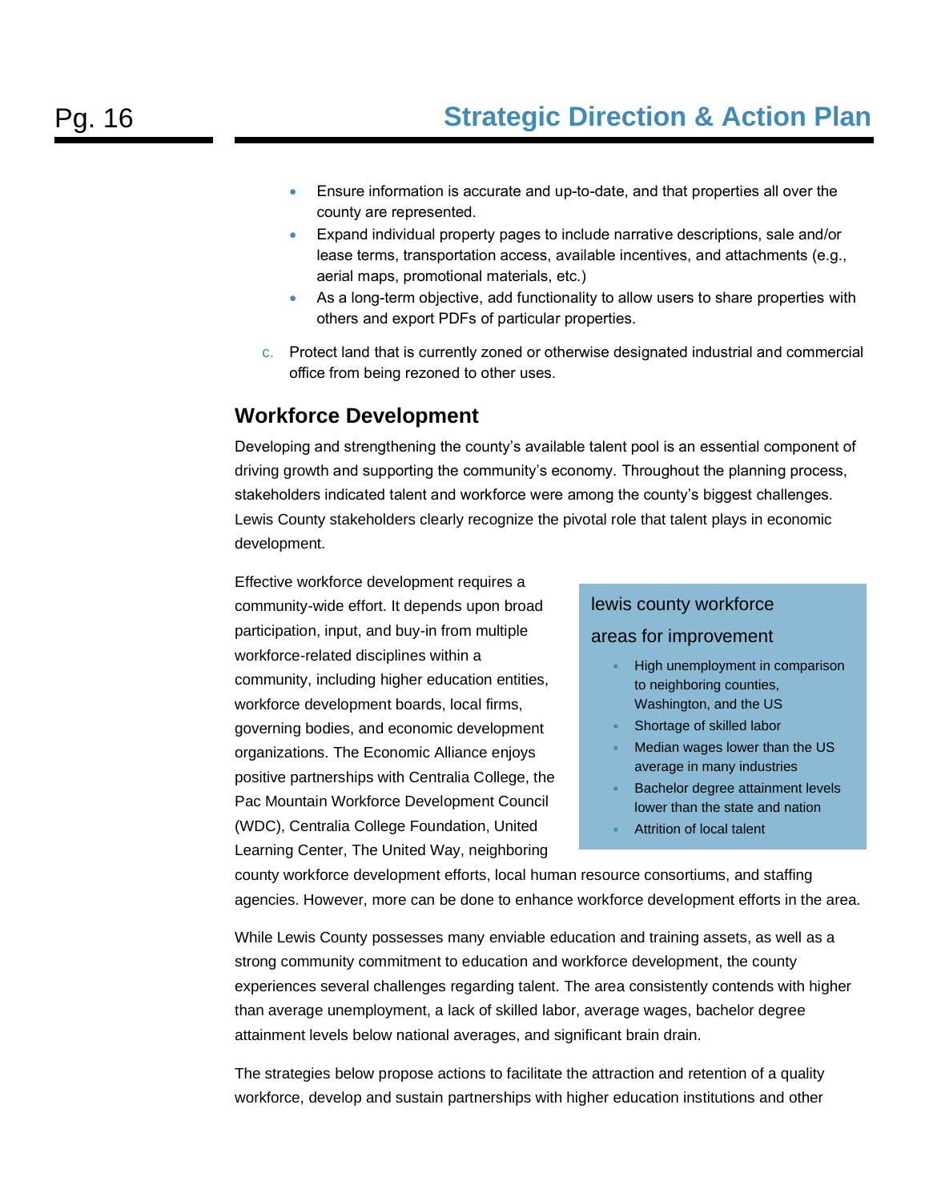- Ensure information is accurate and up-to-date, and that properties all over the county are represented.
- Expand individual property pages to include narrative descriptions, sale and/or lease terms, transportation access, available incentives, and attachments (e.g., aerial maps, promotional materials, etc.)
- As a long-term objective, add functionality to allow users to share properties with others and export PDFs of particular properties.

c. Protect land that is currently zoned or otherwise designated industrial and commercial office from being rezoned to other uses.

## Workforce Development

Developing and strengthening the county's available talent pool is an essential component of driving growth and supporting the community's economy. Throughout the planning process, stakeholders indicated talent and workforce were among the county's biggest challenges. Lewis County stakeholders clearly recognize the pivotal role that talent plays in economic development.

Effective workforce development requires a community-wide effort. It depends upon broad participation, input, and buy-in from multiple workforce-related disciplines within a community, including higher education entities, workforce development boards, local firms, governing bodies, and economic development organizations. The Economic Alliance enjoys positive partnerships with Centralia College, the Pac Mountain Workforce Development Council (WDC), Centralia College Foundation, United Learning Center, The United Way, neighboring county workforce development efforts, local human resource consortiums, and staffing agencies. However, more can be done to enhance workforce development efforts in the area.

> **lewis county workforce areas for improvement**
>
> - High unemployment in comparison to neighboring counties, Washington, and the US
> - Shortage of skilled labor
> - Median wages lower than the US average in many industries
> - Bachelor degree attainment levels lower than the state and nation
> - Attrition of local talent

While Lewis County possesses many enviable education and training assets, as well as a strong community commitment to education and workforce development, the county experiences several challenges regarding talent. The area consistently contends with higher than average unemployment, a lack of skilled labor, average wages, bachelor degree attainment levels below national averages, and significant brain drain.

The strategies below propose actions to facilitate the attraction and retention of a quality workforce, develop and sustain partnerships with higher education institutions and other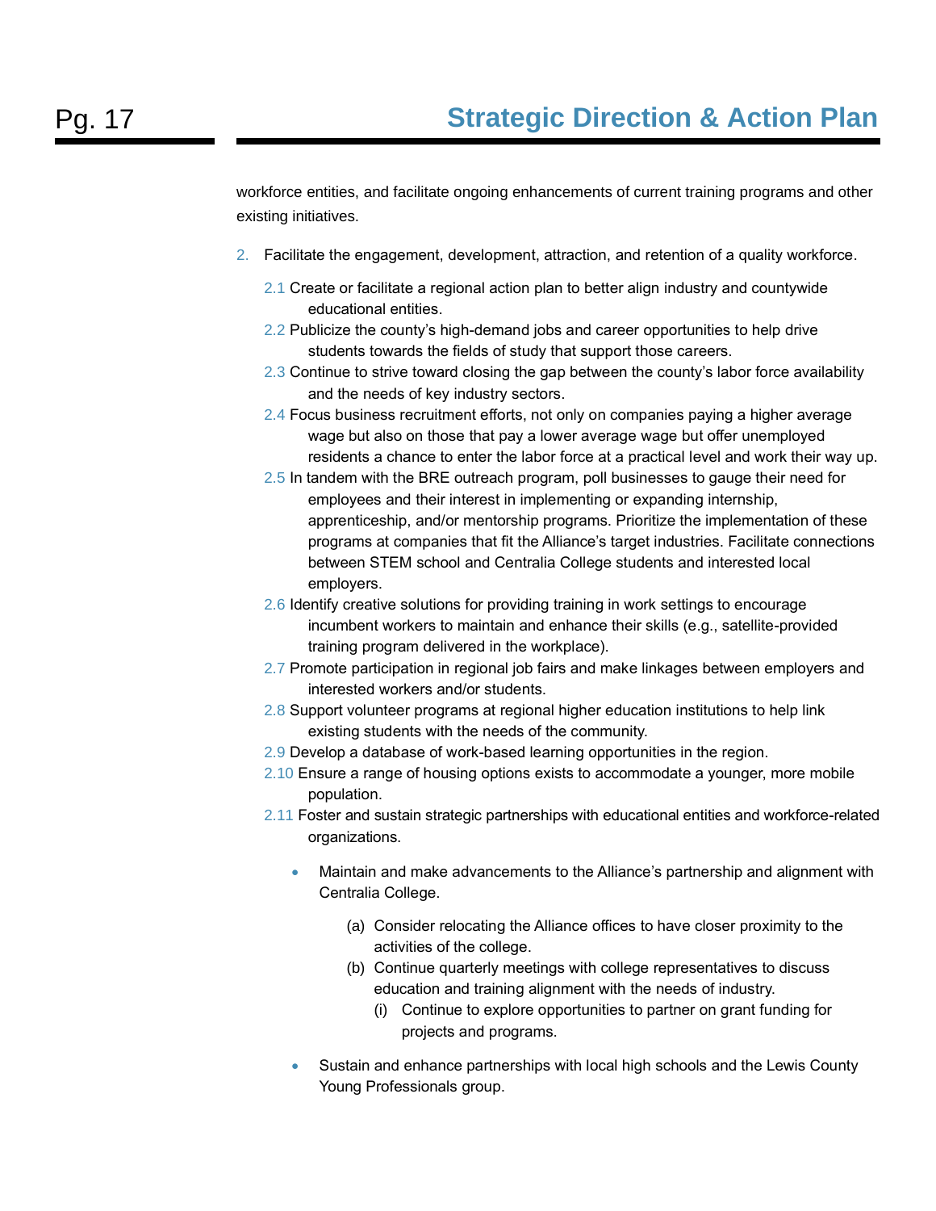workforce entities, and facilitate ongoing enhancements of current training programs and other existing initiatives.

2. Facilitate the engagement, development, attraction, and retention of a quality workforce.

   2.1 Create or facilitate a regional action plan to better align industry and countywide educational entities.

   2.2 Publicize the county's high-demand jobs and career opportunities to help drive students towards the fields of study that support those careers.

   2.3 Continue to strive toward closing the gap between the county's labor force availability and the needs of key industry sectors.

   2.4 Focus business recruitment efforts, not only on companies paying a higher average wage but also on those that pay a lower average wage but offer unemployed residents a chance to enter the labor force at a practical level and work their way up.

   2.5 In tandem with the BRE outreach program, poll businesses to gauge their need for employees and their interest in implementing or expanding internship, apprenticeship, and/or mentorship programs. Prioritize the implementation of these programs at companies that fit the Alliance's target industries. Facilitate connections between STEM school and Centralia College students and interested local employers.

   2.6 Identify creative solutions for providing training in work settings to encourage incumbent workers to maintain and enhance their skills (e.g., satellite-provided training program delivered in the workplace).

   2.7 Promote participation in regional job fairs and make linkages between employers and interested workers and/or students.

   2.8 Support volunteer programs at regional higher education institutions to help link existing students with the needs of the community.

   2.9 Develop a database of work-based learning opportunities in the region.

   2.10 Ensure a range of housing options exists to accommodate a younger, more mobile population.

   2.11 Foster and sustain strategic partnerships with educational entities and workforce-related organizations.

   - Maintain and make advancements to the Alliance's partnership and alignment with Centralia College.

     (a) Consider relocating the Alliance offices to have closer proximity to the activities of the college.

     (b) Continue quarterly meetings with college representatives to discuss education and training alignment with the needs of industry.

       (i) Continue to explore opportunities to partner on grant funding for projects and programs.

   - Sustain and enhance partnerships with local high schools and the Lewis County Young Professionals group.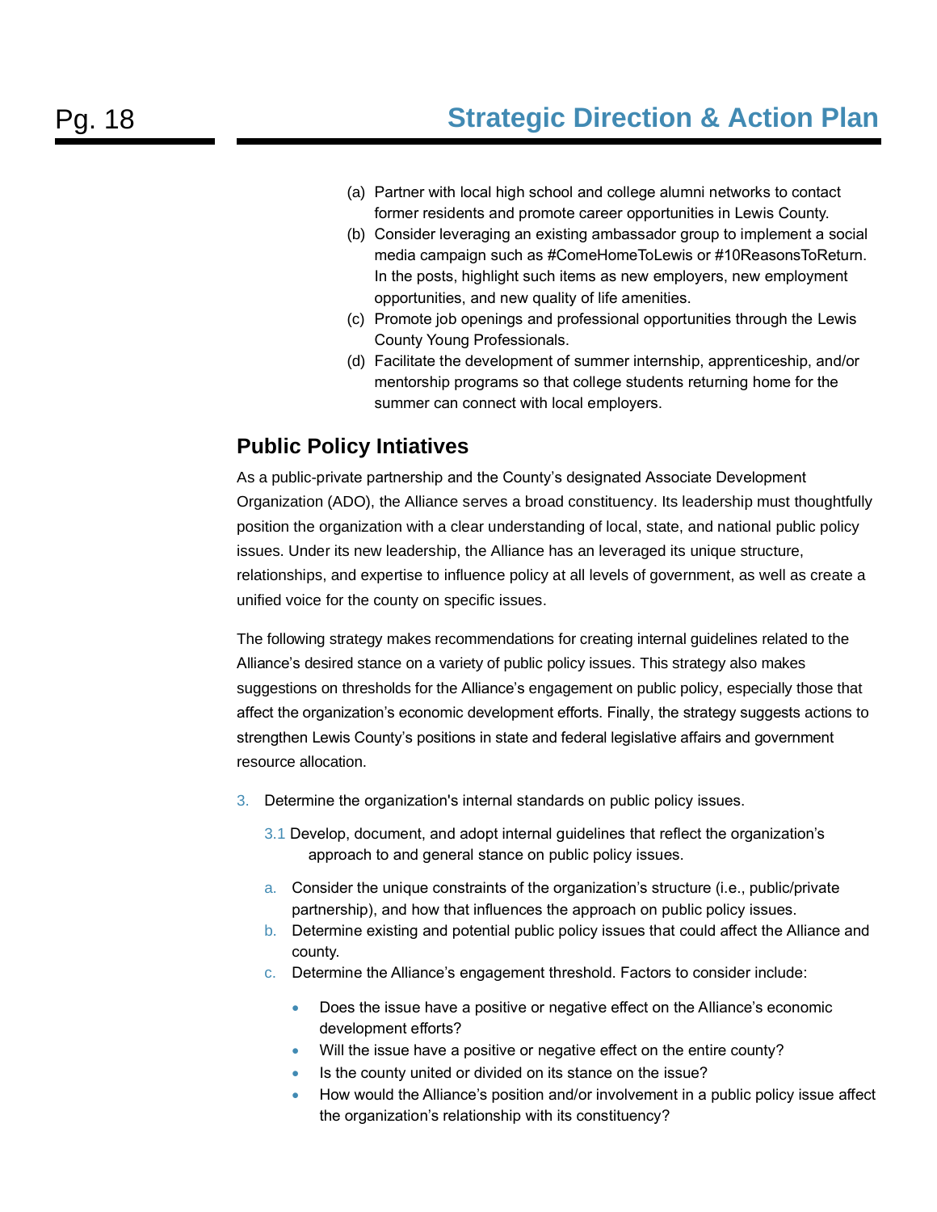(a) Partner with local high school and college alumni networks to contact former residents and promote career opportunities in Lewis County.
(b) Consider leveraging an existing ambassador group to implement a social media campaign such as #ComeHomeToLewis or #10ReasonsToReturn. In the posts, highlight such items as new employers, new employment opportunities, and new quality of life amenities.
(c) Promote job openings and professional opportunities through the Lewis County Young Professionals.
(d) Facilitate the development of summer internship, apprenticeship, and/or mentorship programs so that college students returning home for the summer can connect with local employers.

## Public Policy Intiatives

As a public-private partnership and the County's designated Associate Development Organization (ADO), the Alliance serves a broad constituency. Its leadership must thoughtfully position the organization with a clear understanding of local, state, and national public policy issues. Under its new leadership, the Alliance has an leveraged its unique structure, relationships, and expertise to influence policy at all levels of government, as well as create a unified voice for the county on specific issues.

The following strategy makes recommendations for creating internal guidelines related to the Alliance's desired stance on a variety of public policy issues. This strategy also makes suggestions on thresholds for the Alliance's engagement on public policy, especially those that affect the organization's economic development efforts. Finally, the strategy suggests actions to strengthen Lewis County's positions in state and federal legislative affairs and government resource allocation.

3. Determine the organization's internal standards on public policy issues.

   3.1 Develop, document, and adopt internal guidelines that reflect the organization's approach to and general stance on public policy issues.

   a. Consider the unique constraints of the organization's structure (i.e., public/private partnership), and how that influences the approach on public policy issues.
   b. Determine existing and potential public policy issues that could affect the Alliance and county.
   c. Determine the Alliance's engagement threshold. Factors to consider include:
      - Does the issue have a positive or negative effect on the Alliance's economic development efforts?
      - Will the issue have a positive or negative effect on the entire county?
      - Is the county united or divided on its stance on the issue?
      - How would the Alliance's position and/or involvement in a public policy issue affect the organization's relationship with its constituency?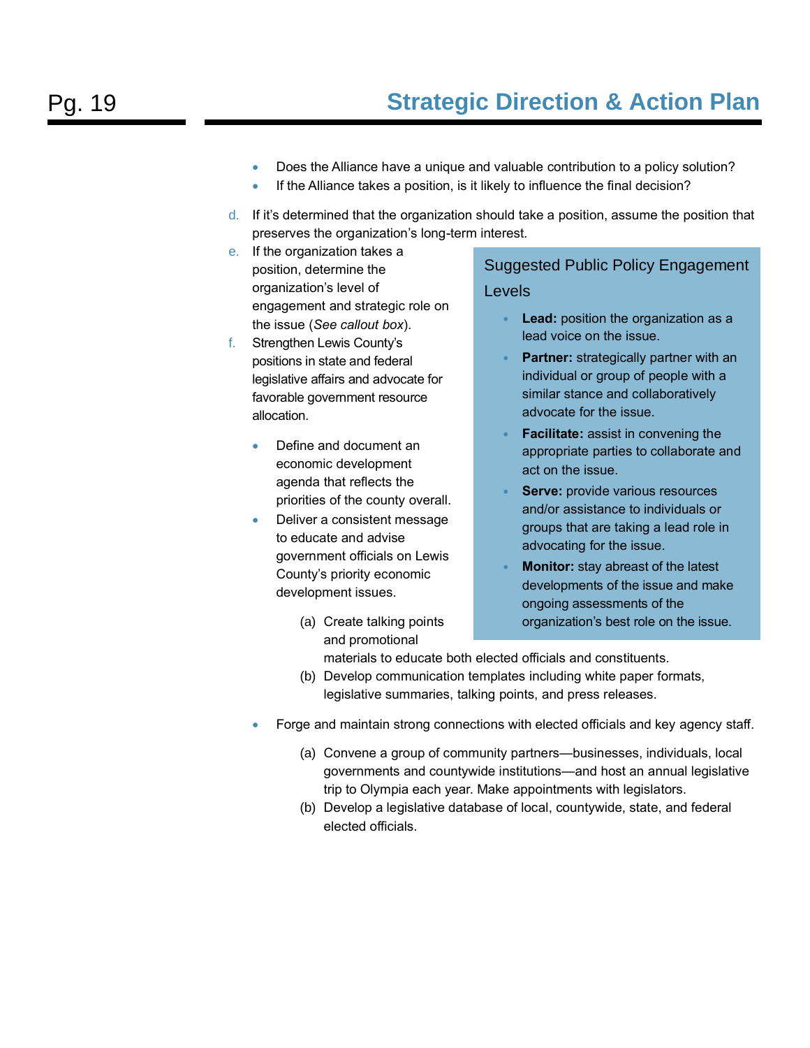- Does the Alliance have a unique and valuable contribution to a policy solution?
- If the Alliance takes a position, is it likely to influence the final decision?

d. If it's determined that the organization should take a position, assume the position that preserves the organization's long-term interest.

e. If the organization takes a position, determine the organization's level of engagement and strategic role on the issue (*See callout box*).

f. Strengthen Lewis County's positions in state and federal legislative affairs and advocate for favorable government resource allocation.

   - Define and document an economic development agenda that reflects the priorities of the county overall.
   - Deliver a consistent message to educate and advise government officials on Lewis County's priority economic development issues.
     (a) Create talking points and promotional materials to educate both elected officials and constituents.
     (b) Develop communication templates including white paper formats, legislative summaries, talking points, and press releases.
   - Forge and maintain strong connections with elected officials and key agency staff.
     (a) Convene a group of community partners—businesses, individuals, local governments and countywide institutions—and host an annual legislative trip to Olympia each year. Make appointments with legislators.
     (b) Develop a legislative database of local, countywide, state, and federal elected officials.

> **Suggested Public Policy Engagement Levels**
>
> - **Lead:** position the organization as a lead voice on the issue.
> - **Partner:** strategically partner with an individual or group of people with a similar stance and collaboratively advocate for the issue.
> - **Facilitate:** assist in convening the appropriate parties to collaborate and act on the issue.
> - **Serve:** provide various resources and/or assistance to individuals or groups that are taking a lead role in advocating for the issue.
> - **Monitor:** stay abreast of the latest developments of the issue and make ongoing assessments of the organization's best role on the issue.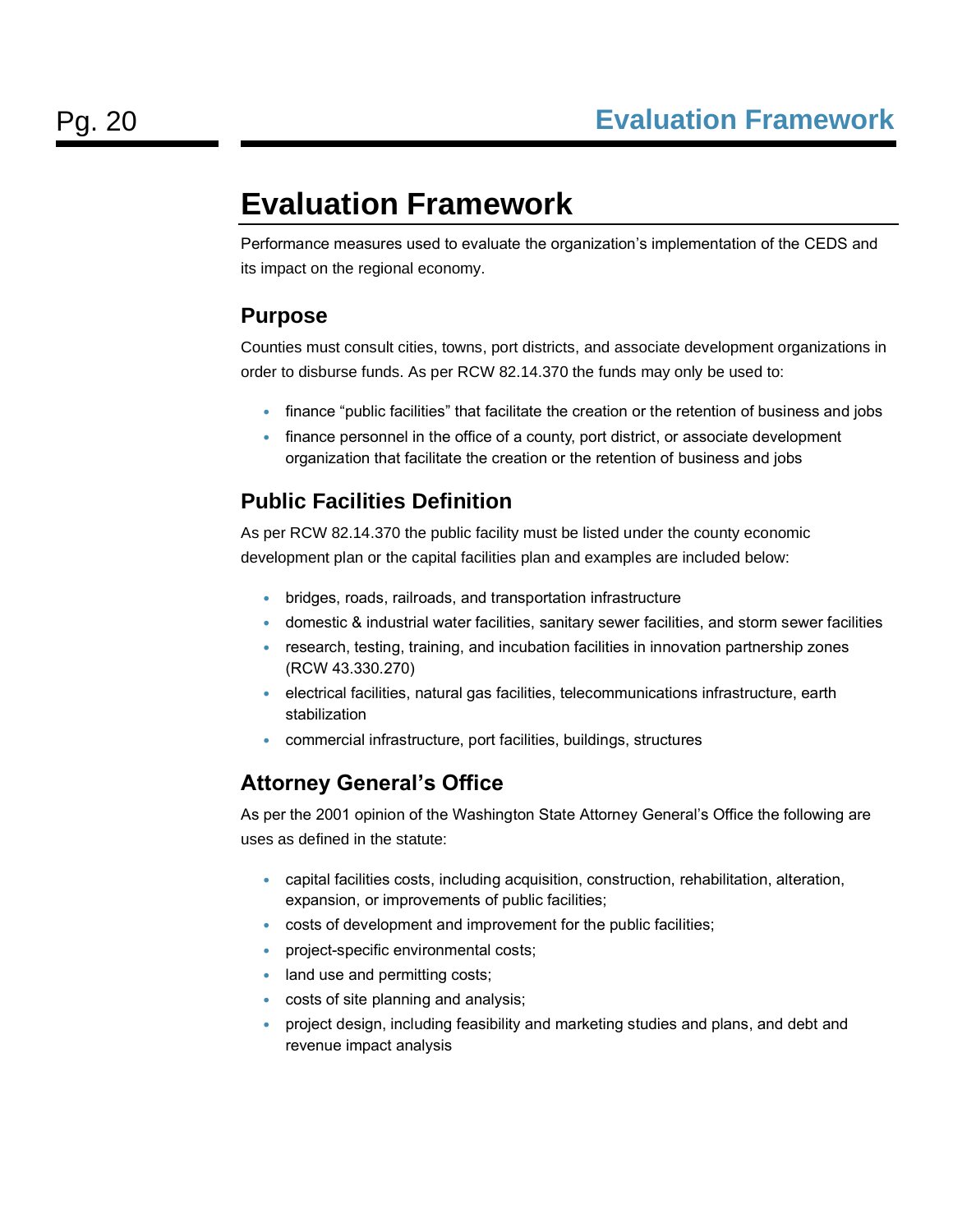# Evaluation Framework

Performance measures used to evaluate the organization's implementation of the CEDS and its impact on the regional economy.

## Purpose

Counties must consult cities, towns, port districts, and associate development organizations in order to disburse funds. As per RCW 82.14.370 the funds may only be used to:

- finance "public facilities" that facilitate the creation or the retention of business and jobs
- finance personnel in the office of a county, port district, or associate development organization that facilitate the creation or the retention of business and jobs

## Public Facilities Definition

As per RCW 82.14.370 the public facility must be listed under the county economic development plan or the capital facilities plan and examples are included below:

- bridges, roads, railroads, and transportation infrastructure
- domestic & industrial water facilities, sanitary sewer facilities, and storm sewer facilities
- research, testing, training, and incubation facilities in innovation partnership zones (RCW 43.330.270)
- electrical facilities, natural gas facilities, telecommunications infrastructure, earth stabilization
- commercial infrastructure, port facilities, buildings, structures

## Attorney General's Office

As per the 2001 opinion of the Washington State Attorney General's Office the following are uses as defined in the statute:

- capital facilities costs, including acquisition, construction, rehabilitation, alteration, expansion, or improvements of public facilities;
- costs of development and improvement for the public facilities;
- project-specific environmental costs;
- land use and permitting costs;
- costs of site planning and analysis;
- project design, including feasibility and marketing studies and plans, and debt and revenue impact analysis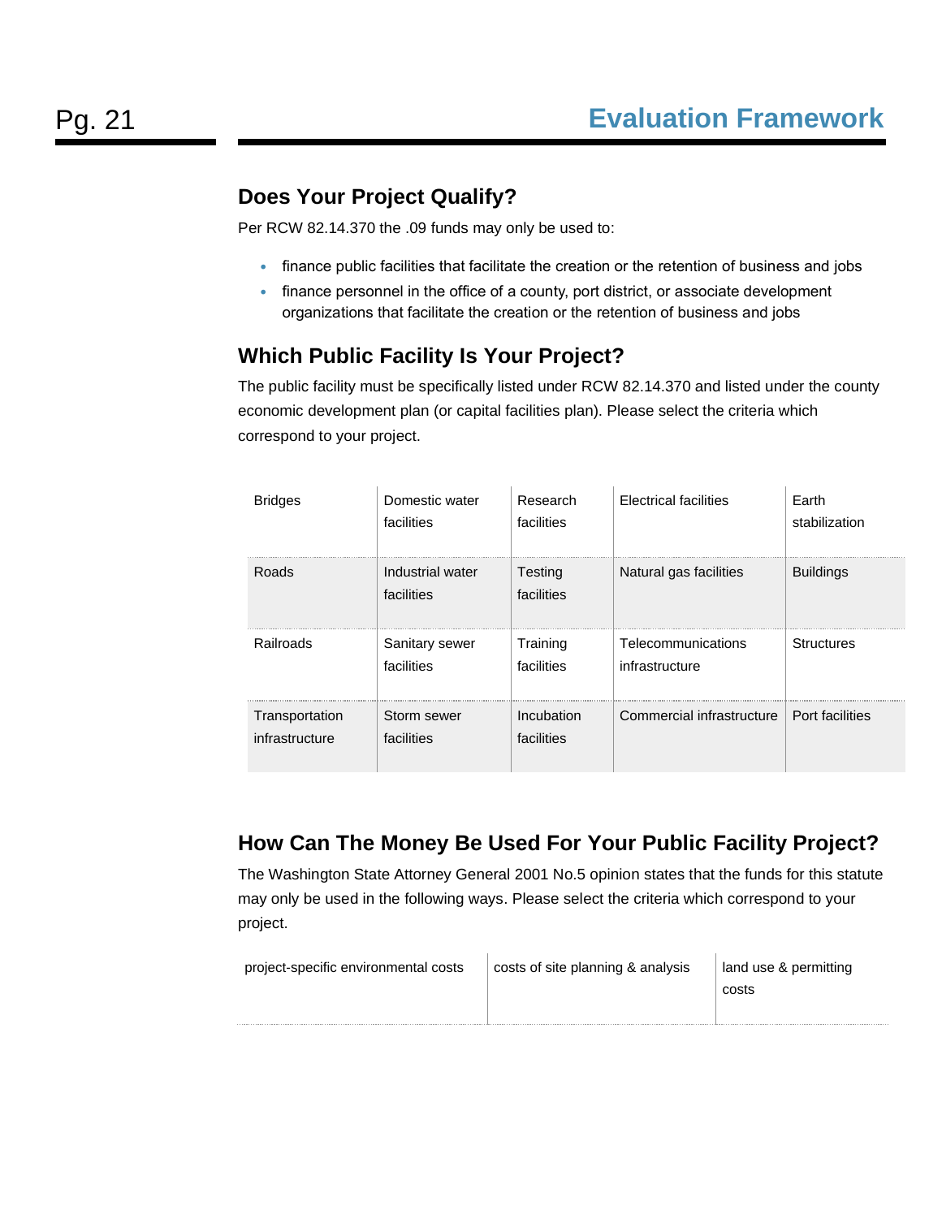# Evaluation Framework

## Does Your Project Qualify?

Per RCW 82.14.370 the .09 funds may only be used to:

- finance public facilities that facilitate the creation or the retention of business and jobs
- finance personnel in the office of a county, port district, or associate development organizations that facilitate the creation or the retention of business and jobs

## Which Public Facility Is Your Project?

The public facility must be specifically listed under RCW 82.14.370 and listed under the county economic development plan (or capital facilities plan). Please select the criteria which correspond to your project.

| | | | | |
|---|---|---|---|---|
| Bridges | Domestic water facilities | Research facilities | Electrical facilities | Earth stabilization |
| Roads | Industrial water facilities | Testing facilities | Natural gas facilities | Buildings |
| Railroads | Sanitary sewer facilities | Training facilities | Telecommunications infrastructure | Structures |
| Transportation infrastructure | Storm sewer facilities | Incubation facilities | Commercial infrastructure | Port facilities |

## How Can The Money Be Used For Your Public Facility Project?

The Washington State Attorney General 2001 No.5 opinion states that the funds for this statute may only be used in the following ways. Please select the criteria which correspond to your project.

| | | |
|---|---|---|
| project-specific environmental costs | costs of site planning & analysis | land use & permitting costs |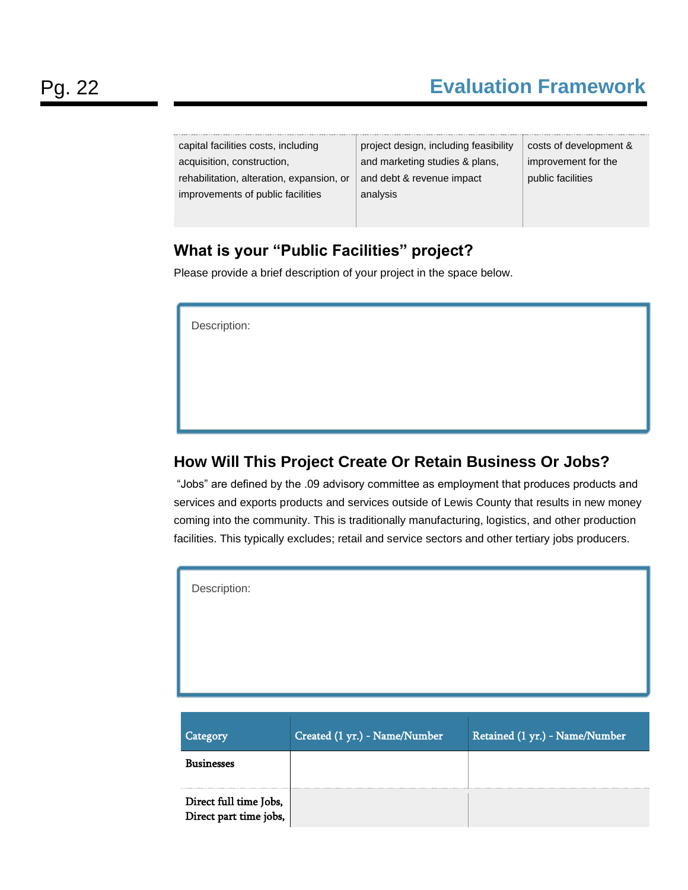| capital facilities costs, including acquisition, construction, rehabilitation, alteration, expansion, or improvements of public facilities | project design, including feasibility and marketing studies & plans, and debt & revenue impact analysis | costs of development & improvement for the public facilities |
|---|---|---|

## What is your "Public Facilities" project?

Please provide a brief description of your project in the space below.

Description:

## How Will This Project Create Or Retain Business Or Jobs?

"Jobs" are defined by the .09 advisory committee as employment that produces products and services and exports products and services outside of Lewis County that results in new money coming into the community. This is traditionally manufacturing, logistics, and other production facilities. This typically excludes; retail and service sectors and other tertiary jobs producers.

Description:

| Category | Created (1 yr.) - Name/Number | Retained (1 yr.) - Name/Number |
|---|---|---|
| Businesses | | |
| Direct full time Jobs, Direct part time jobs, | | |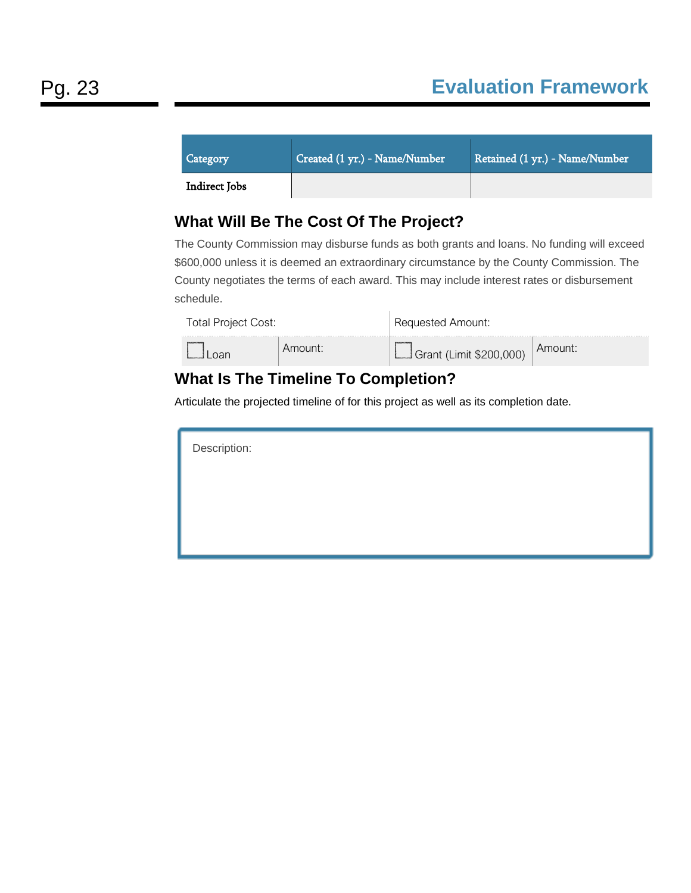| Category | Created (1 yr.) - Name/Number | Retained (1 yr.) - Name/Number |
|---|---|---|
| Indirect Jobs | | |

## What Will Be The Cost Of The Project?

The County Commission may disburse funds as both grants and loans. No funding will exceed $600,000 unless it is deemed an extraordinary circumstance by the County Commission. The County negotiates the terms of each award. This may include interest rates or disbursement schedule.

| Total Project Cost: | | Requested Amount: | |
|---|---|---|---|
| ☐ Loan | Amount: | ☐ Grant (Limit $200,000) | Amount: |

## What Is The Timeline To Completion?

Articulate the projected timeline of for this project as well as its completion date.

Description: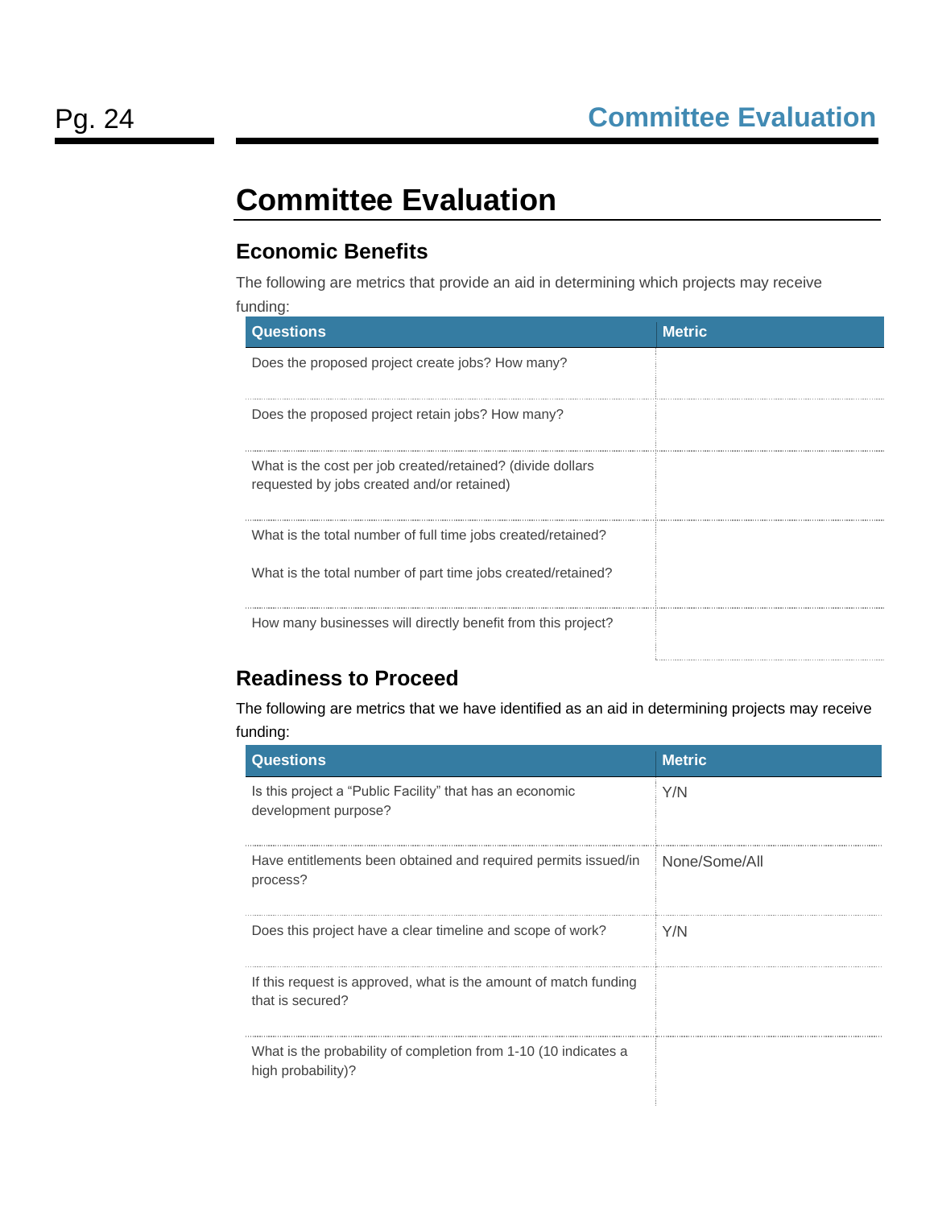# Committee Evaluation

## Economic Benefits

The following are metrics that provide an aid in determining which projects may receive funding:

| Questions | Metric |
|---|---|
| Does the proposed project create jobs? How many? | |
| Does the proposed project retain jobs? How many? | |
| What is the cost per job created/retained? (divide dollars requested by jobs created and/or retained) | |
| What is the total number of full time jobs created/retained?<br><br>What is the total number of part time jobs created/retained? | |
| How many businesses will directly benefit from this project? | |

## Readiness to Proceed

The following are metrics that we have identified as an aid in determining projects may receive funding:

| Questions | Metric |
|---|---|
| Is this project a “Public Facility” that has an economic development purpose? | Y/N |
| Have entitlements been obtained and required permits issued/in process? | None/Some/All |
| Does this project have a clear timeline and scope of work? | Y/N |
| If this request is approved, what is the amount of match funding that is secured? | |
| What is the probability of completion from 1-10 (10 indicates a high probability)? | |